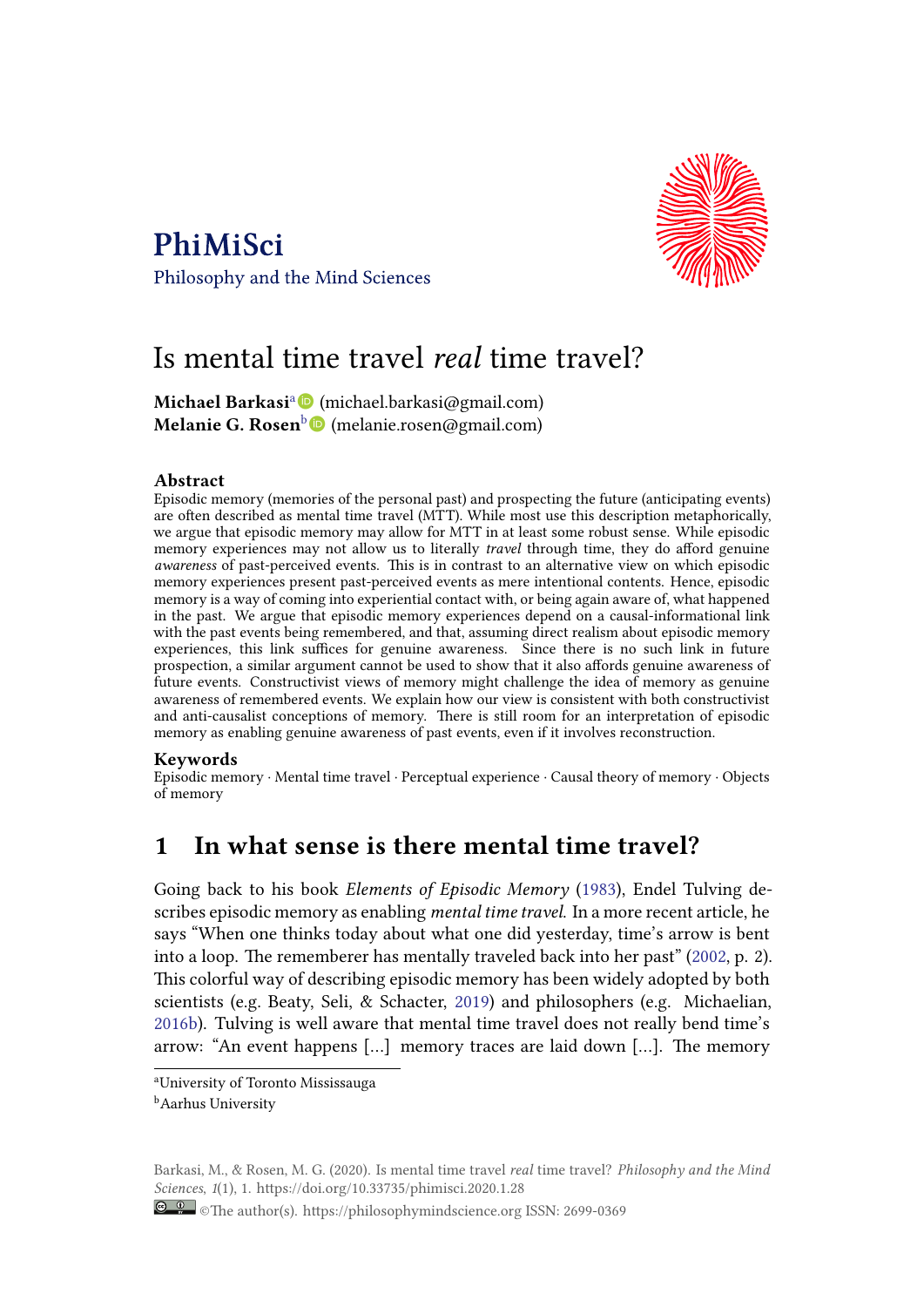PhiMiSci

Philosophy and the Mind Sciences

# Is mental time travel *real* time travel?

**Michael Barkasi**[a] (michael.barkasi@gmail.com)
**Melanie G. Rosen**[b] (melanie.rosen@gmail.com)

### Abstract

Episodic memory (memories of the personal past) and prospecting the future (anticipating events) are often described as mental time travel (MTT). While most use this description metaphorically, we argue that episodic memory may allow for MTT in at least some robust sense. While episodic memory experiences may not allow us to literally *travel* through time, they do afford genuine *awareness* of past-perceived events. This is in contrast to an alternative view on which episodic memory experiences present past-perceived events as mere intentional contents. Hence, episodic memory is a way of coming into experiential contact with, or being again aware of, what happened in the past. We argue that episodic memory experiences depend on a causal-informational link with the past events being remembered, and that, assuming direct realism about episodic memory experiences, this link suffices for genuine awareness. Since there is no such link in future prospection, a similar argument cannot be used to show that it also affords genuine awareness of future events. Constructivist views of memory might challenge the idea of memory as genuine awareness of remembered events. We explain how our view is consistent with both constructivist and anti-causalist conceptions of memory. There is still room for an interpretation of episodic memory as enabling genuine awareness of past events, even if it involves reconstruction.

### Keywords

Episodic memory · Mental time travel · Perceptual experience · Causal theory of memory · Objects of memory

## 1 In what sense is there mental time travel?

Going back to his book *Elements of Episodic Memory* (1983), Endel Tulving describes episodic memory as enabling *mental time travel*. In a more recent article, he says "When one thinks today about what one did yesterday, time's arrow is bent into a loop. The rememberer has mentally traveled back into her past" (2002, p. 2). This colorful way of describing episodic memory has been widely adopted by both scientists (e.g. Beaty, Seli, & Schacter, 2019) and philosophers (e.g. Michaelian, 2016b). Tulving is well aware that mental time travel does not really bend time's arrow: "An event happens [...] memory traces are laid down [...]. The memory

---

[a] University of Toronto Mississauga

[b] Aarhus University

Barkasi, M., & Rosen, M. G. (2020). Is mental time travel *real* time travel? *Philosophy and the Mind Sciences*, *1*(1), 1. https://doi.org/10.33735/phimisci.2020.1.28

©The author(s). https://philosophymindscience.org ISSN: 2699-0369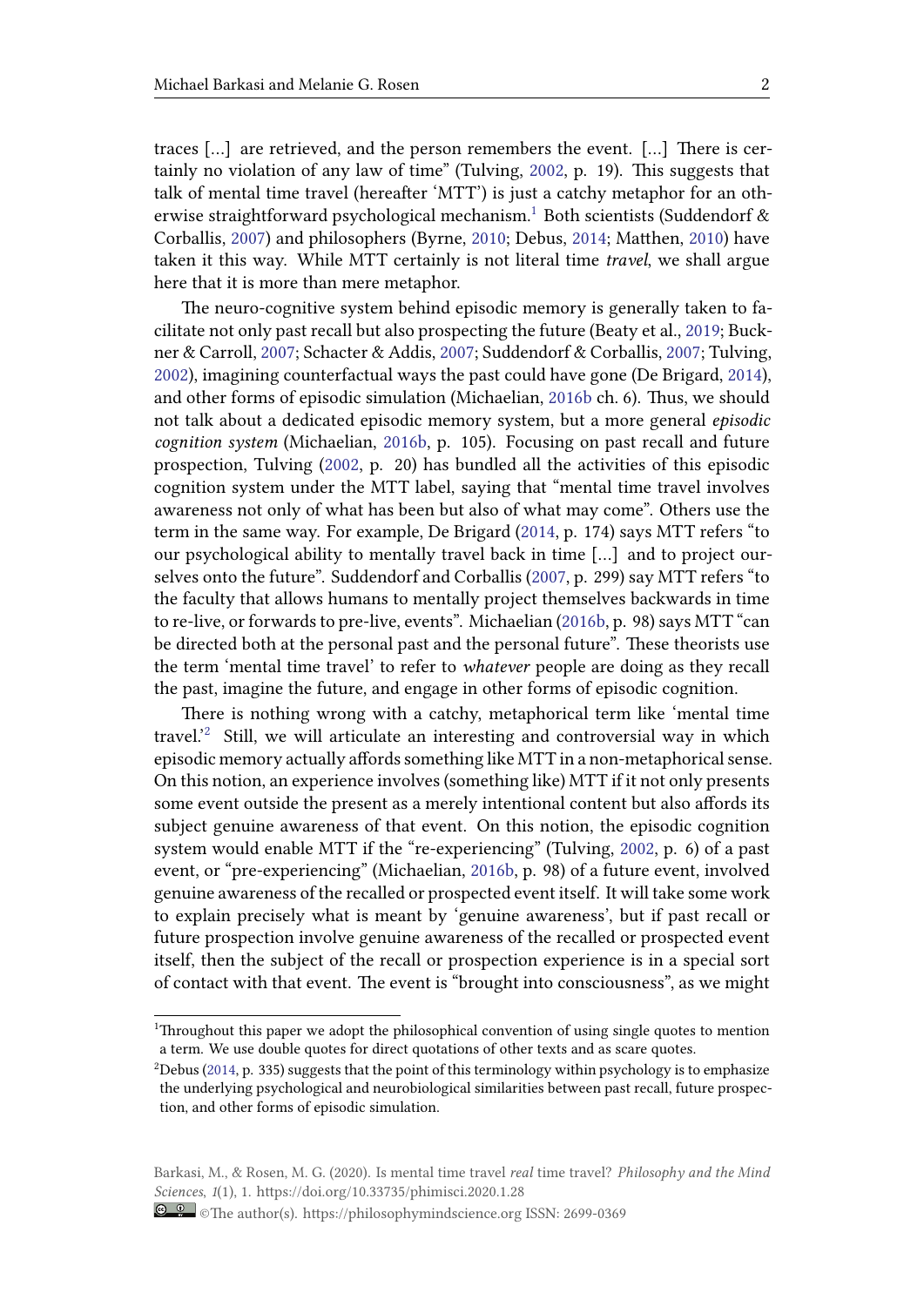traces [...] are retrieved, and the person remembers the event. [...] There is certainly no violation of any law of time" (Tulving, 2002, p. 19). This suggests that talk of mental time travel (hereafter 'MTT') is just a catchy metaphor for an otherwise straightforward psychological mechanism.[1] Both scientists (Suddendorf & Corballis, 2007) and philosophers (Byrne, 2010; Debus, 2014; Matthen, 2010) have taken it this way. While MTT certainly is not literal time *travel*, we shall argue here that it is more than mere metaphor.

The neuro-cognitive system behind episodic memory is generally taken to facilitate not only past recall but also prospecting the future (Beaty et al., 2019; Buckner & Carroll, 2007; Schacter & Addis, 2007; Suddendorf & Corballis, 2007; Tulving, 2002), imagining counterfactual ways the past could have gone (De Brigard, 2014), and other forms of episodic simulation (Michaelian, 2016b ch. 6). Thus, we should not talk about a dedicated episodic memory system, but a more general *episodic cognition system* (Michaelian, 2016b, p. 105). Focusing on past recall and future prospection, Tulving (2002, p. 20) has bundled all the activities of this episodic cognition system under the MTT label, saying that "mental time travel involves awareness not only of what has been but also of what may come". Others use the term in the same way. For example, De Brigard (2014, p. 174) says MTT refers "to our psychological ability to mentally travel back in time [...] and to project ourselves onto the future". Suddendorf and Corballis (2007, p. 299) say MTT refers "to the faculty that allows humans to mentally project themselves backwards in time to re-live, or forwards to pre-live, events". Michaelian (2016b, p. 98) says MTT "can be directed both at the personal past and the personal future". These theorists use the term 'mental time travel' to refer to *whatever* people are doing as they recall the past, imagine the future, and engage in other forms of episodic cognition.

There is nothing wrong with a catchy, metaphorical term like 'mental time travel.'[2] Still, we will articulate an interesting and controversial way in which episodic memory actually affords something like MTT in a non-metaphorical sense. On this notion, an experience involves (something like) MTT if it not only presents some event outside the present as a merely intentional content but also affords its subject genuine awareness of that event. On this notion, the episodic cognition system would enable MTT if the "re-experiencing" (Tulving, 2002, p. 6) of a past event, or "pre-experiencing" (Michaelian, 2016b, p. 98) of a future event, involved genuine awareness of the recalled or prospected event itself. It will take some work to explain precisely what is meant by 'genuine awareness', but if past recall or future prospection involve genuine awareness of the recalled or prospected event itself, then the subject of the recall or prospection experience is in a special sort of contact with that event. The event is "brought into consciousness", as we might

[1] Throughout this paper we adopt the philosophical convention of using single quotes to mention a term. We use double quotes for direct quotations of other texts and as scare quotes.

[2] Debus (2014, p. 335) suggests that the point of this terminology within psychology is to emphasize the underlying psychological and neurobiological similarities between past recall, future prospection, and other forms of episodic simulation.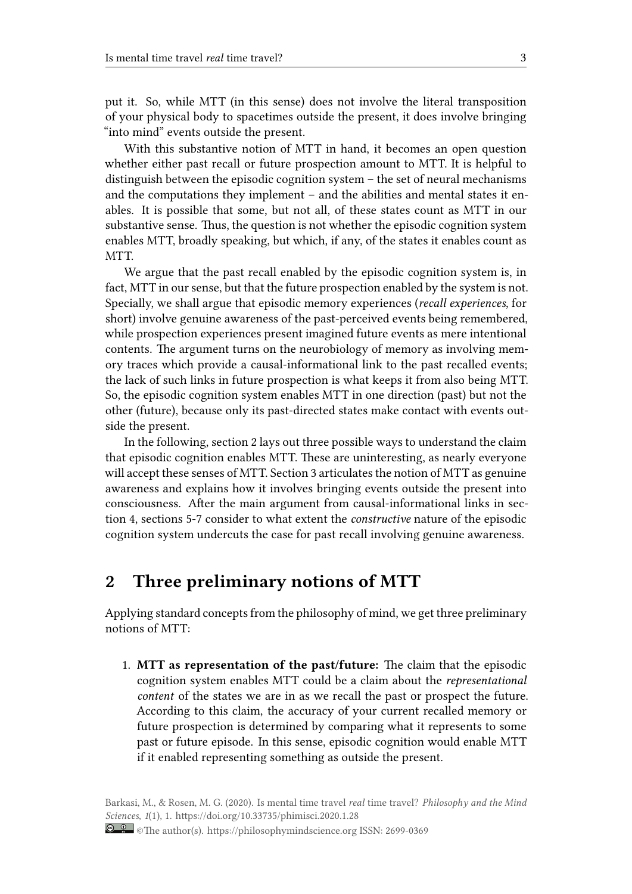put it. So, while MTT (in this sense) does not involve the literal transposition of your physical body to spacetimes outside the present, it does involve bringing "into mind" events outside the present.

With this substantive notion of MTT in hand, it becomes an open question whether either past recall or future prospection amount to MTT. It is helpful to distinguish between the episodic cognition system – the set of neural mechanisms and the computations they implement – and the abilities and mental states it enables. It is possible that some, but not all, of these states count as MTT in our substantive sense. Thus, the question is not whether the episodic cognition system enables MTT, broadly speaking, but which, if any, of the states it enables count as MTT.

We argue that the past recall enabled by the episodic cognition system is, in fact, MTT in our sense, but that the future prospection enabled by the system is not. Specially, we shall argue that episodic memory experiences (*recall experiences*, for short) involve genuine awareness of the past-perceived events being remembered, while prospection experiences present imagined future events as mere intentional contents. The argument turns on the neurobiology of memory as involving memory traces which provide a causal-informational link to the past recalled events; the lack of such links in future prospection is what keeps it from also being MTT. So, the episodic cognition system enables MTT in one direction (past) but not the other (future), because only its past-directed states make contact with events outside the present.

In the following, section 2 lays out three possible ways to understand the claim that episodic cognition enables MTT. These are uninteresting, as nearly everyone will accept these senses of MTT. Section 3 articulates the notion of MTT as genuine awareness and explains how it involves bringing events outside the present into consciousness. After the main argument from causal-informational links in section 4, sections 5-7 consider to what extent the *constructive* nature of the episodic cognition system undercuts the case for past recall involving genuine awareness.

## 2 Three preliminary notions of MTT

Applying standard concepts from the philosophy of mind, we get three preliminary notions of MTT:

1. **MTT as representation of the past/future:** The claim that the episodic cognition system enables MTT could be a claim about the *representational content* of the states we are in as we recall the past or prospect the future. According to this claim, the accuracy of your current recalled memory or future prospection is determined by comparing what it represents to some past or future episode. In this sense, episodic cognition would enable MTT if it enabled representing something as outside the present.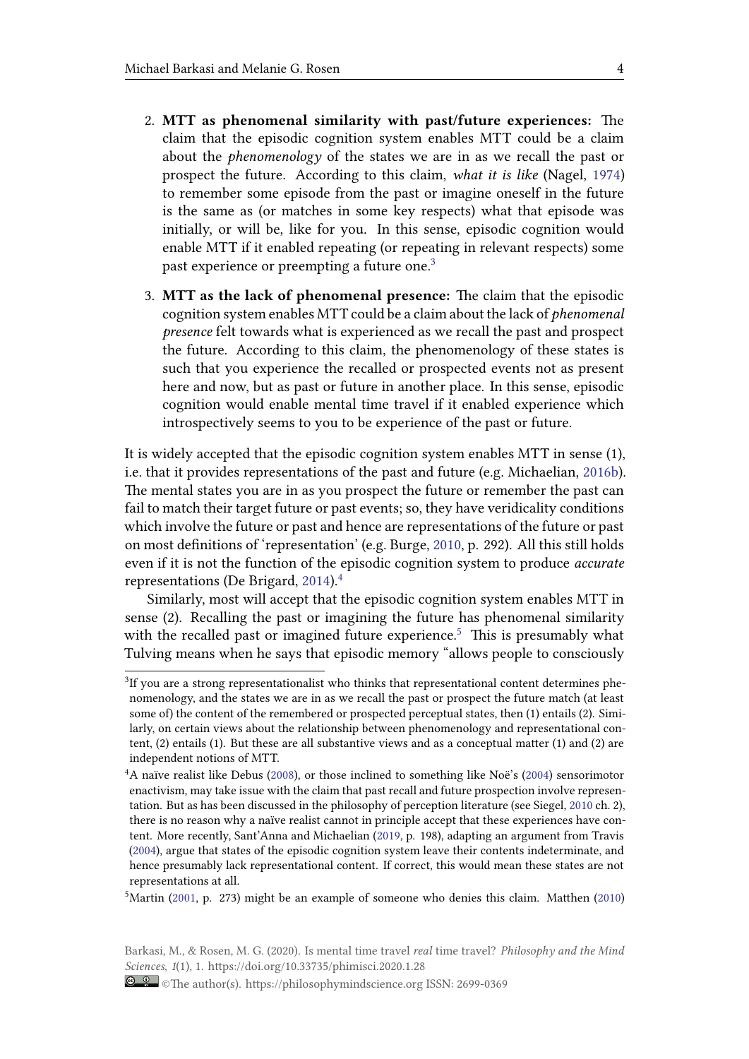2. **MTT as phenomenal similarity with past/future experiences:** The claim that the episodic cognition system enables MTT could be a claim about the *phenomenology* of the states we are in as we recall the past or prospect the future. According to this claim, *what it is like* (Nagel, 1974) to remember some episode from the past or imagine oneself in the future is the same as (or matches in some key respects) what that episode was initially, or will be, like for you. In this sense, episodic cognition would enable MTT if it enabled repeating (or repeating in relevant respects) some past experience or preempting a future one.[3]

3. **MTT as the lack of phenomenal presence:** The claim that the episodic cognition system enables MTT could be a claim about the lack of *phenomenal presence* felt towards what is experienced as we recall the past and prospect the future. According to this claim, the phenomenology of these states is such that you experience the recalled or prospected events not as present here and now, but as past or future in another place. In this sense, episodic cognition would enable mental time travel if it enabled experience which introspectively seems to you to be experience of the past or future.

It is widely accepted that the episodic cognition system enables MTT in sense (1), i.e. that it provides representations of the past and future (e.g. Michaelian, 2016b). The mental states you are in as you prospect the future or remember the past can fail to match their target future or past events; so, they have veridicality conditions which involve the future or past and hence are representations of the future or past on most definitions of 'representation' (e.g. Burge, 2010, p. 292). All this still holds even if it is not the function of the episodic cognition system to produce *accurate* representations (De Brigard, 2014).[4]

Similarly, most will accept that the episodic cognition system enables MTT in sense (2). Recalling the past or imagining the future has phenomenal similarity with the recalled past or imagined future experience.[5] This is presumably what Tulving means when he says that episodic memory "allows people to consciously

---

[3] If you are a strong representationalist who thinks that representational content determines phenomenology, and the states we are in as we recall the past or prospect the future match (at least some of) the content of the remembered or prospected perceptual states, then (1) entails (2). Similarly, on certain views about the relationship between phenomenology and representational content, (2) entails (1). But these are all substantive views and as a conceptual matter (1) and (2) are independent notions of MTT.

[4] A naïve realist like Debus (2008), or those inclined to something like Noë's (2004) sensorimotor enactivism, may take issue with the claim that past recall and future prospection involve representation. But as has been discussed in the philosophy of perception literature (see Siegel, 2010 ch. 2), there is no reason why a naïve realist cannot in principle accept that these experiences have content. More recently, Sant'Anna and Michaelian (2019, p. 198), adapting an argument from Travis (2004), argue that states of the episodic cognition system leave their contents indeterminate, and hence presumably lack representational content. If correct, this would mean these states are not representations at all.

[5] Martin (2001, p. 273) might be an example of someone who denies this claim. Matthen (2010)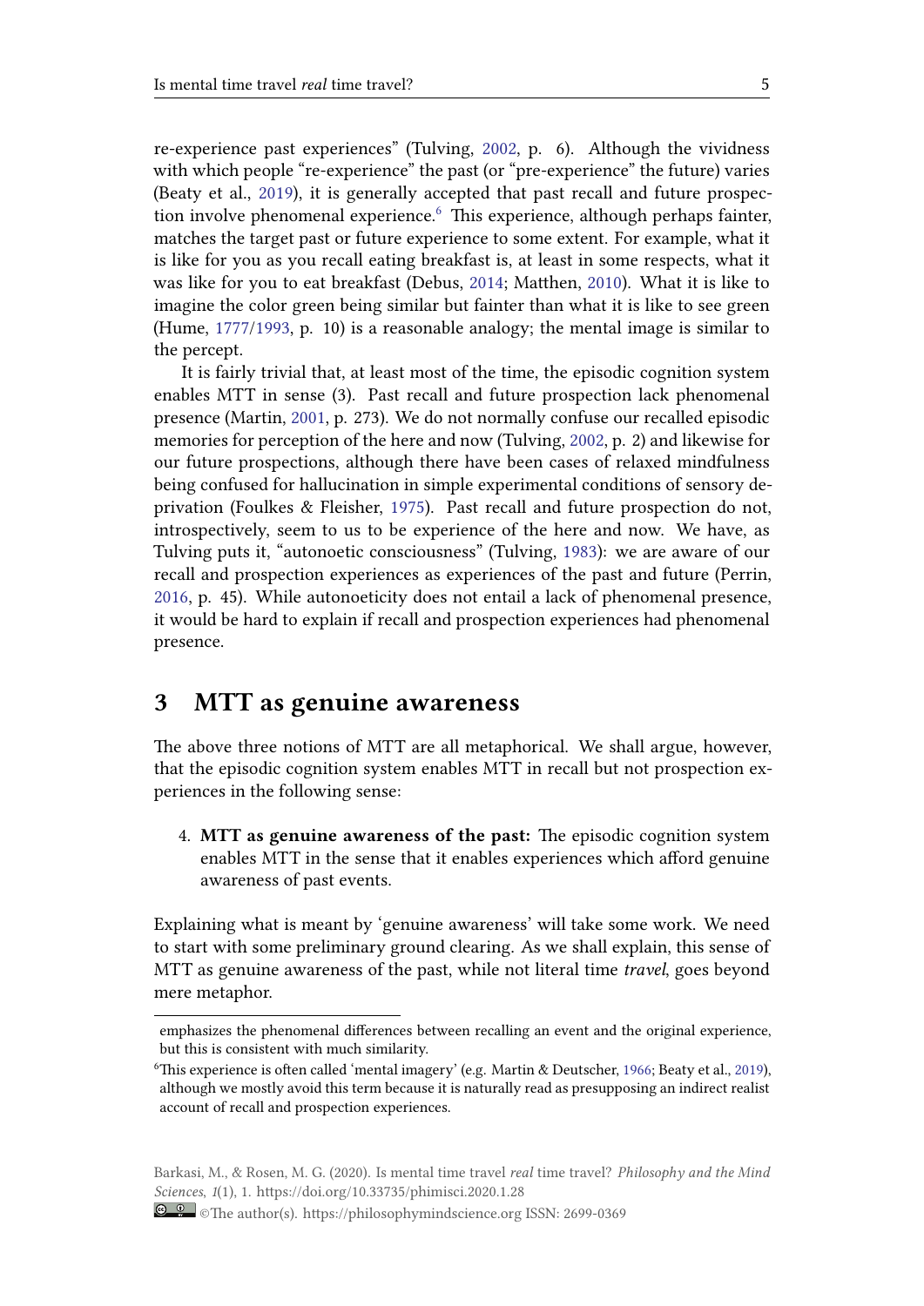re-experience past experiences" (Tulving, 2002, p. 6). Although the vividness with which people "re-experience" the past (or "pre-experience" the future) varies (Beaty et al., 2019), it is generally accepted that past recall and future prospection involve phenomenal experience.[6] This experience, although perhaps fainter, matches the target past or future experience to some extent. For example, what it is like for you as you recall eating breakfast is, at least in some respects, what it was like for you to eat breakfast (Debus, 2014; Matthen, 2010). What it is like to imagine the color green being similar but fainter than what it is like to see green (Hume, 1777/1993, p. 10) is a reasonable analogy; the mental image is similar to the percept.

It is fairly trivial that, at least most of the time, the episodic cognition system enables MTT in sense (3). Past recall and future prospection lack phenomenal presence (Martin, 2001, p. 273). We do not normally confuse our recalled episodic memories for perception of the here and now (Tulving, 2002, p. 2) and likewise for our future prospections, although there have been cases of relaxed mindfulness being confused for hallucination in simple experimental conditions of sensory deprivation (Foulkes & Fleisher, 1975). Past recall and future prospection do not, introspectively, seem to us to be experience of the here and now. We have, as Tulving puts it, "autonoetic consciousness" (Tulving, 1983): we are aware of our recall and prospection experiences as experiences of the past and future (Perrin, 2016, p. 45). While autonoeticity does not entail a lack of phenomenal presence, it would be hard to explain if recall and prospection experiences had phenomenal presence.

## 3 MTT as genuine awareness

The above three notions of MTT are all metaphorical. We shall argue, however, that the episodic cognition system enables MTT in recall but not prospection experiences in the following sense:

4. **MTT as genuine awareness of the past:** The episodic cognition system enables MTT in the sense that it enables experiences which afford genuine awareness of past events.

Explaining what is meant by 'genuine awareness' will take some work. We need to start with some preliminary ground clearing. As we shall explain, this sense of MTT as genuine awareness of the past, while not literal time *travel*, goes beyond mere metaphor.

---

emphasizes the phenomenal differences between recalling an event and the original experience, but this is consistent with much similarity.

[6] This experience is often called 'mental imagery' (e.g. Martin & Deutscher, 1966; Beaty et al., 2019), although we mostly avoid this term because it is naturally read as presupposing an indirect realist account of recall and prospection experiences.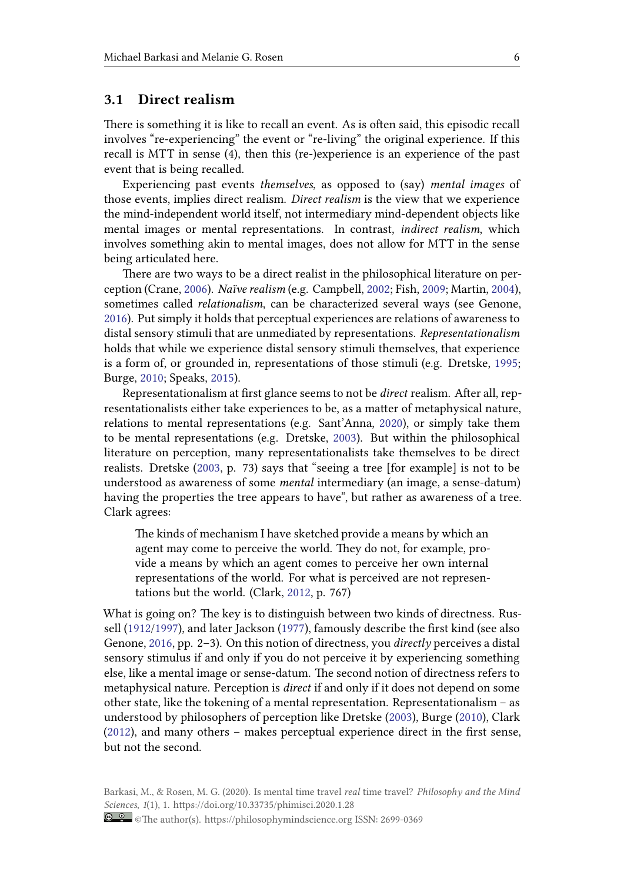## 3.1 Direct realism

There is something it is like to recall an event. As is often said, this episodic recall involves "re-experiencing" the event or "re-living" the original experience. If this recall is MTT in sense (4), then this (re-)experience is an experience of the past event that is being recalled.

Experiencing past events *themselves*, as opposed to (say) *mental images* of those events, implies direct realism. *Direct realism* is the view that we experience the mind-independent world itself, not intermediary mind-dependent objects like mental images or mental representations. In contrast, *indirect realism*, which involves something akin to mental images, does not allow for MTT in the sense being articulated here.

There are two ways to be a direct realist in the philosophical literature on perception (Crane, 2006). *Naïve realism* (e.g. Campbell, 2002; Fish, 2009; Martin, 2004), sometimes called *relationalism*, can be characterized several ways (see Genone, 2016). Put simply it holds that perceptual experiences are relations of awareness to distal sensory stimuli that are unmediated by representations. *Representationalism* holds that while we experience distal sensory stimuli themselves, that experience is a form of, or grounded in, representations of those stimuli (e.g. Dretske, 1995; Burge, 2010; Speaks, 2015).

Representationalism at first glance seems to not be *direct* realism. After all, representationalists either take experiences to be, as a matter of metaphysical nature, relations to mental representations (e.g. Sant'Anna, 2020), or simply take them to be mental representations (e.g. Dretske, 2003). But within the philosophical literature on perception, many representationalists take themselves to be direct realists. Dretske (2003, p. 73) says that "seeing a tree [for example] is not to be understood as awareness of some *mental* intermediary (an image, a sense-datum) having the properties the tree appears to have", but rather as awareness of a tree. Clark agrees:

> The kinds of mechanism I have sketched provide a means by which an agent may come to perceive the world. They do not, for example, provide a means by which an agent comes to perceive her own internal representations of the world. For what is perceived are not representations but the world. (Clark, 2012, p. 767)

What is going on? The key is to distinguish between two kinds of directness. Russell (1912/1997), and later Jackson (1977), famously describe the first kind (see also Genone, 2016, pp. 2–3). On this notion of directness, you *directly* perceives a distal sensory stimulus if and only if you do not perceive it by experiencing something else, like a mental image or sense-datum. The second notion of directness refers to metaphysical nature. Perception is *direct* if and only if it does not depend on some other state, like the tokening of a mental representation. Representationalism – as understood by philosophers of perception like Dretske (2003), Burge (2010), Clark (2012), and many others – makes perceptual experience direct in the first sense, but not the second.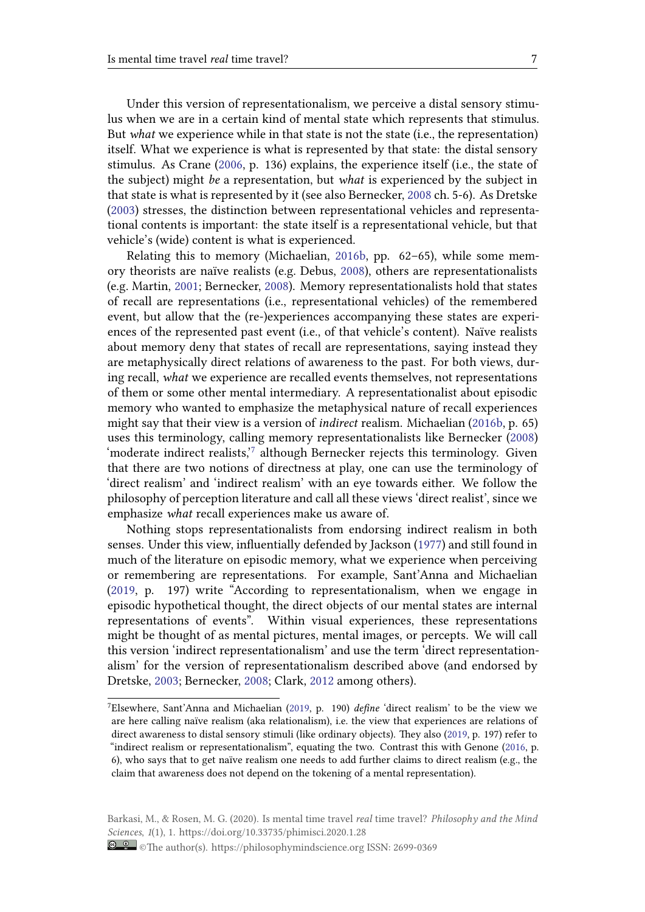Under this version of representationalism, we perceive a distal sensory stimulus when we are in a certain kind of mental state which represents that stimulus. But *what* we experience while in that state is not the state (i.e., the representation) itself. What we experience is what is represented by that state: the distal sensory stimulus. As Crane (2006, p. 136) explains, the experience itself (i.e., the state of the subject) might *be* a representation, but *what* is experienced by the subject in that state is what is represented by it (see also Bernecker, 2008 ch. 5-6). As Dretske (2003) stresses, the distinction between representational vehicles and representational contents is important: the state itself is a representational vehicle, but that vehicle's (wide) content is what is experienced.

Relating this to memory (Michaelian, 2016b, pp. 62–65), while some memory theorists are naïve realists (e.g. Debus, 2008), others are representationalists (e.g. Martin, 2001; Bernecker, 2008). Memory representationalists hold that states of recall are representations (i.e., representational vehicles) of the remembered event, but allow that the (re-)experiences accompanying these states are experiences of the represented past event (i.e., of that vehicle's content). Naïve realists about memory deny that states of recall are representations, saying instead they are metaphysically direct relations of awareness to the past. For both views, during recall, *what* we experience are recalled events themselves, not representations of them or some other mental intermediary. A representationalist about episodic memory who wanted to emphasize the metaphysical nature of recall experiences might say that their view is a version of *indirect* realism. Michaelian (2016b, p. 65) uses this terminology, calling memory representationalists like Bernecker (2008) 'moderate indirect realists,'[7] although Bernecker rejects this terminology. Given that there are two notions of directness at play, one can use the terminology of 'direct realism' and 'indirect realism' with an eye towards either. We follow the philosophy of perception literature and call all these views 'direct realist', since we emphasize *what* recall experiences make us aware of.

Nothing stops representationalists from endorsing indirect realism in both senses. Under this view, influentially defended by Jackson (1977) and still found in much of the literature on episodic memory, what we experience when perceiving or remembering are representations. For example, Sant'Anna and Michaelian (2019, p. 197) write "According to representationalism, when we engage in episodic hypothetical thought, the direct objects of our mental states are internal representations of events". Within visual experiences, these representations might be thought of as mental pictures, mental images, or percepts. We will call this version 'indirect representationalism' and use the term 'direct representationalism' for the version of representationalism described above (and endorsed by Dretske, 2003; Bernecker, 2008; Clark, 2012 among others).

---

[7] Elsewhere, Sant'Anna and Michaelian (2019, p. 190) *define* 'direct realism' to be the view we are here calling naïve realism (aka relationalism), i.e. the view that experiences are relations of direct awareness to distal sensory stimuli (like ordinary objects). They also (2019, p. 197) refer to "indirect realism or representationalism", equating the two. Contrast this with Genone (2016, p. 6), who says that to get naïve realism one needs to add further claims to direct realism (e.g., the claim that awareness does not depend on the tokening of a mental representation).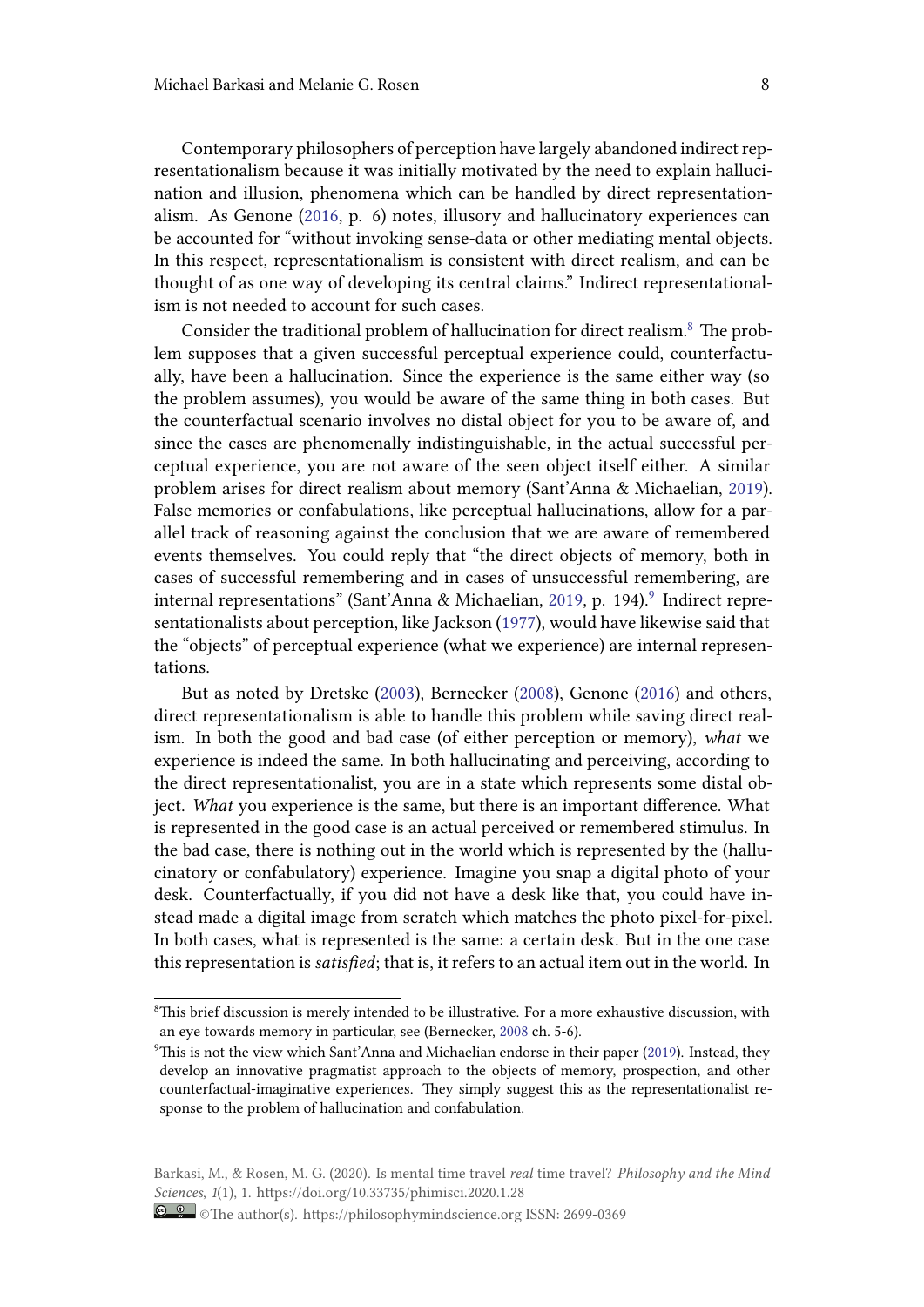Contemporary philosophers of perception have largely abandoned indirect representationalism because it was initially motivated by the need to explain hallucination and illusion, phenomena which can be handled by direct representationalism. As Genone (2016, p. 6) notes, illusory and hallucinatory experiences can be accounted for "without invoking sense-data or other mediating mental objects. In this respect, representationalism is consistent with direct realism, and can be thought of as one way of developing its central claims." Indirect representationalism is not needed to account for such cases.

Consider the traditional problem of hallucination for direct realism.[8] The problem supposes that a given successful perceptual experience could, counterfactually, have been a hallucination. Since the experience is the same either way (so the problem assumes), you would be aware of the same thing in both cases. But the counterfactual scenario involves no distal object for you to be aware of, and since the cases are phenomenally indistinguishable, in the actual successful perceptual experience, you are not aware of the seen object itself either. A similar problem arises for direct realism about memory (Sant'Anna & Michaelian, 2019). False memories or confabulations, like perceptual hallucinations, allow for a parallel track of reasoning against the conclusion that we are aware of remembered events themselves. You could reply that "the direct objects of memory, both in cases of successful remembering and in cases of unsuccessful remembering, are internal representations" (Sant'Anna & Michaelian, 2019, p. 194).[9] Indirect representationalists about perception, like Jackson (1977), would have likewise said that the "objects" of perceptual experience (what we experience) are internal representations.

But as noted by Dretske (2003), Bernecker (2008), Genone (2016) and others, direct representationalism is able to handle this problem while saving direct realism. In both the good and bad case (of either perception or memory), *what* we experience is indeed the same. In both hallucinating and perceiving, according to the direct representationalist, you are in a state which represents some distal object. *What* you experience is the same, but there is an important difference. What is represented in the good case is an actual perceived or remembered stimulus. In the bad case, there is nothing out in the world which is represented by the (hallucinatory or confabulatory) experience. Imagine you snap a digital photo of your desk. Counterfactually, if you did not have a desk like that, you could have instead made a digital image from scratch which matches the photo pixel-for-pixel. In both cases, what is represented is the same: a certain desk. But in the one case this representation is *satisfied*; that is, it refers to an actual item out in the world. In

---

[8] This brief discussion is merely intended to be illustrative. For a more exhaustive discussion, with an eye towards memory in particular, see (Bernecker, 2008 ch. 5-6).

[9] This is not the view which Sant'Anna and Michaelian endorse in their paper (2019). Instead, they develop an innovative pragmatist approach to the objects of memory, prospection, and other counterfactual-imaginative experiences. They simply suggest this as the representationalist response to the problem of hallucination and confabulation.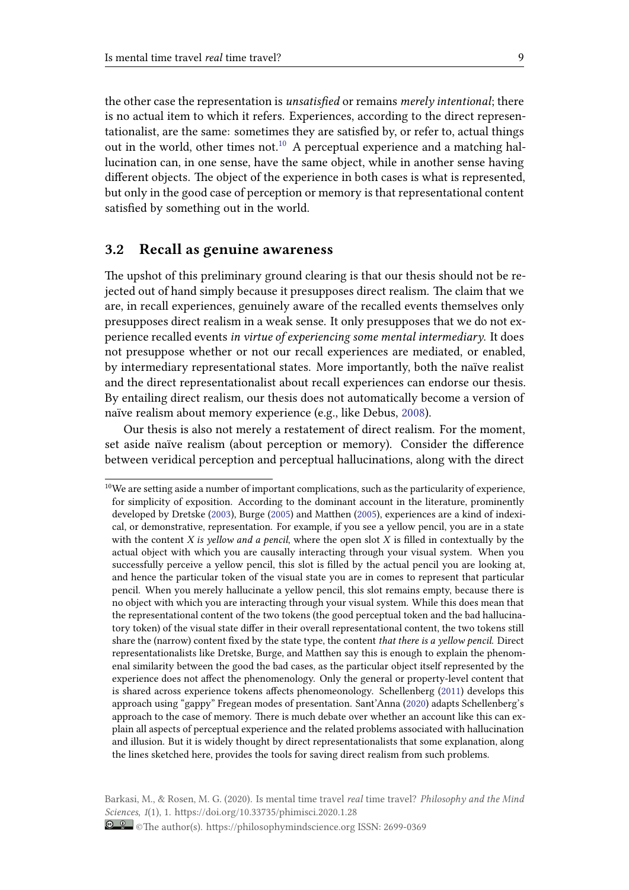the other case the representation is *unsatisfied* or remains *merely intentional*; there is no actual item to which it refers. Experiences, according to the direct representationalist, are the same: sometimes they are satisfied by, or refer to, actual things out in the world, other times not.[10] A perceptual experience and a matching hallucination can, in one sense, have the same object, while in another sense having different objects. The object of the experience in both cases is what is represented, but only in the good case of perception or memory is that representational content satisfied by something out in the world.

## 3.2 Recall as genuine awareness

The upshot of this preliminary ground clearing is that our thesis should not be rejected out of hand simply because it presupposes direct realism. The claim that we are, in recall experiences, genuinely aware of the recalled events themselves only presupposes direct realism in a weak sense. It only presupposes that we do not experience recalled events *in virtue of experiencing some mental intermediary*. It does not presuppose whether or not our recall experiences are mediated, or enabled, by intermediary representational states. More importantly, both the naïve realist and the direct representationalist about recall experiences can endorse our thesis. By entailing direct realism, our thesis does not automatically become a version of naïve realism about memory experience (e.g., like Debus, 2008).

Our thesis is also not merely a restatement of direct realism. For the moment, set aside naïve realism (about perception or memory). Consider the difference between veridical perception and perceptual hallucinations, along with the direct

---

[10] We are setting aside a number of important complications, such as the particularity of experience, for simplicity of exposition. According to the dominant account in the literature, prominently developed by Dretske (2003), Burge (2005) and Matthen (2005), experiences are a kind of indexical, or demonstrative, representation. For example, if you see a yellow pencil, you are in a state with the content *X is yellow and a pencil*, where the open slot *X* is filled in contextually by the actual object with which you are causally interacting through your visual system. When you successfully perceive a yellow pencil, this slot is filled by the actual pencil you are looking at, and hence the particular token of the visual state you are in comes to represent that particular pencil. When you merely hallucinate a yellow pencil, this slot remains empty, because there is no object with which you are interacting through your visual system. While this does mean that the representational content of the two tokens (the good perceptual token and the bad hallucinatory token) of the visual state differ in their overall representational content, the two tokens still share the (narrow) content fixed by the state type, the content *that there is a yellow pencil*. Direct representationalists like Dretske, Burge, and Matthen say this is enough to explain the phenomenal similarity between the good the bad cases, as the particular object itself represented by the experience does not affect the phenomenology. Only the general or property-level content that is shared across experience tokens affects phenomeonology. Schellenberg (2011) develops this approach using "gappy" Fregean modes of presentation. Sant'Anna (2020) adapts Schellenberg's approach to the case of memory. There is much debate over whether an account like this can explain all aspects of perceptual experience and the related problems associated with hallucination and illusion. But it is widely thought by direct representationalists that some explanation, along the lines sketched here, provides the tools for saving direct realism from such problems.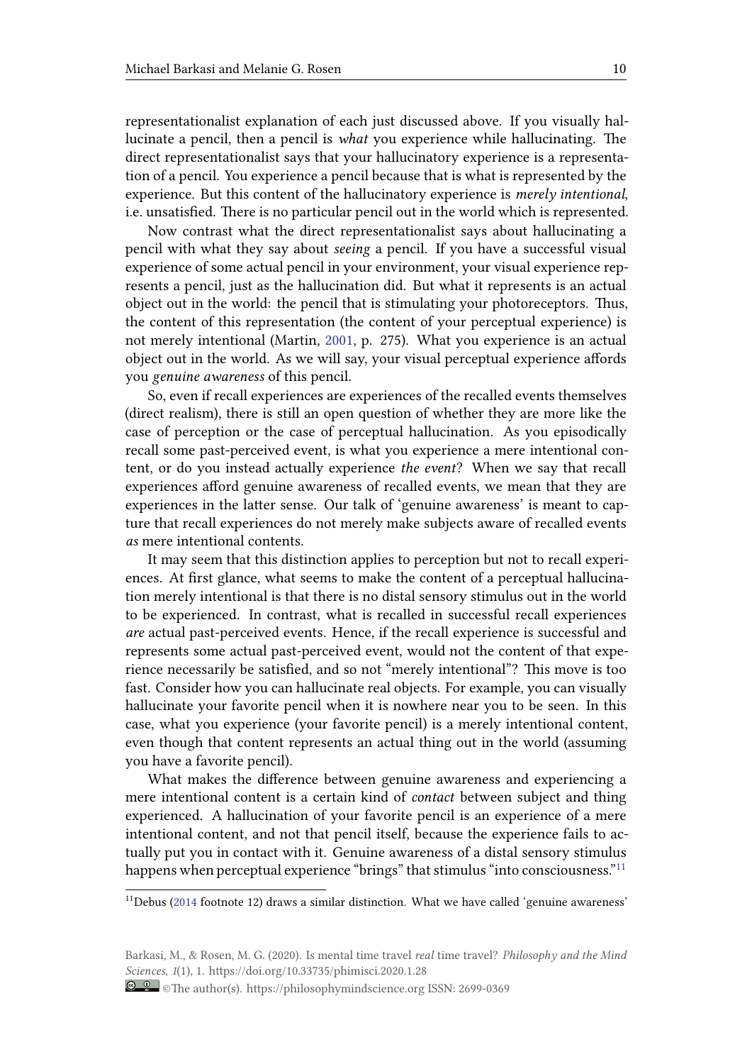representationalist explanation of each just discussed above. If you visually hallucinate a pencil, then a pencil is *what* you experience while hallucinating. The direct representationalist says that your hallucinatory experience is a representation of a pencil. You experience a pencil because that is what is represented by the experience. But this content of the hallucinatory experience is *merely intentional*, i.e. unsatisfied. There is no particular pencil out in the world which is represented.

Now contrast what the direct representationalist says about hallucinating a pencil with what they say about *seeing* a pencil. If you have a successful visual experience of some actual pencil in your environment, your visual experience represents a pencil, just as the hallucination did. But what it represents is an actual object out in the world: the pencil that is stimulating your photoreceptors. Thus, the content of this representation (the content of your perceptual experience) is not merely intentional (Martin, 2001, p. 275). What you experience is an actual object out in the world. As we will say, your visual perceptual experience affords you *genuine awareness* of this pencil.

So, even if recall experiences are experiences of the recalled events themselves (direct realism), there is still an open question of whether they are more like the case of perception or the case of perceptual hallucination. As you episodically recall some past-perceived event, is what you experience a mere intentional content, or do you instead actually experience *the event*? When we say that recall experiences afford genuine awareness of recalled events, we mean that they are experiences in the latter sense. Our talk of 'genuine awareness' is meant to capture that recall experiences do not merely make subjects aware of recalled events *as* mere intentional contents.

It may seem that this distinction applies to perception but not to recall experiences. At first glance, what seems to make the content of a perceptual hallucination merely intentional is that there is no distal sensory stimulus out in the world to be experienced. In contrast, what is recalled in successful recall experiences *are* actual past-perceived events. Hence, if the recall experience is successful and represents some actual past-perceived event, would not the content of that experience necessarily be satisfied, and so not "merely intentional"? This move is too fast. Consider how you can hallucinate real objects. For example, you can visually hallucinate your favorite pencil when it is nowhere near you to be seen. In this case, what you experience (your favorite pencil) is a merely intentional content, even though that content represents an actual thing out in the world (assuming you have a favorite pencil).

What makes the difference between genuine awareness and experiencing a mere intentional content is a certain kind of *contact* between subject and thing experienced. A hallucination of your favorite pencil is an experience of a mere intentional content, and not that pencil itself, because the experience fails to actually put you in contact with it. Genuine awareness of a distal sensory stimulus happens when perceptual experience "brings" that stimulus "into consciousness."[11]

[11] Debus (2014 footnote 12) draws a similar distinction. What we have called 'genuine awareness'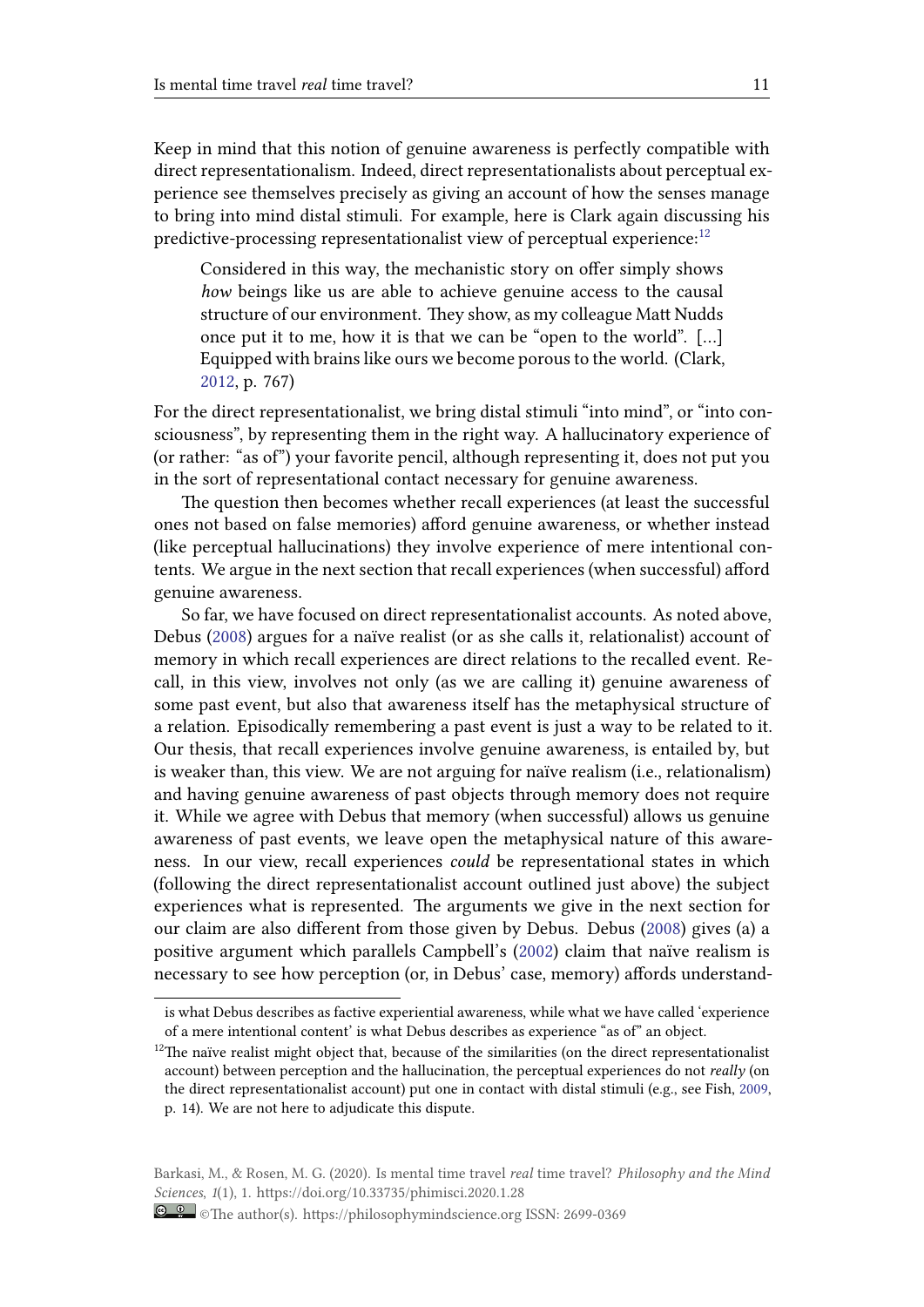Keep in mind that this notion of genuine awareness is perfectly compatible with direct representationalism. Indeed, direct representationalists about perceptual experience see themselves precisely as giving an account of how the senses manage to bring into mind distal stimuli. For example, here is Clark again discussing his predictive-processing representationalist view of perceptual experience:[12]

> Considered in this way, the mechanistic story on offer simply shows *how* beings like us are able to achieve genuine access to the causal structure of our environment. They show, as my colleague Matt Nudds once put it to me, how it is that we can be "open to the world". [...] Equipped with brains like ours we become porous to the world. (Clark, 2012, p. 767)

For the direct representationalist, we bring distal stimuli "into mind", or "into consciousness", by representing them in the right way. A hallucinatory experience of (or rather: "as of") your favorite pencil, although representing it, does not put you in the sort of representational contact necessary for genuine awareness.

The question then becomes whether recall experiences (at least the successful ones not based on false memories) afford genuine awareness, or whether instead (like perceptual hallucinations) they involve experience of mere intentional contents. We argue in the next section that recall experiences (when successful) afford genuine awareness.

So far, we have focused on direct representationalist accounts. As noted above, Debus (2008) argues for a naïve realist (or as she calls it, relationalist) account of memory in which recall experiences are direct relations to the recalled event. Recall, in this view, involves not only (as we are calling it) genuine awareness of some past event, but also that awareness itself has the metaphysical structure of a relation. Episodically remembering a past event is just a way to be related to it. Our thesis, that recall experiences involve genuine awareness, is entailed by, but is weaker than, this view. We are not arguing for naïve realism (i.e., relationalism) and having genuine awareness of past objects through memory does not require it. While we agree with Debus that memory (when successful) allows us genuine awareness of past events, we leave open the metaphysical nature of this awareness. In our view, recall experiences *could* be representational states in which (following the direct representationalist account outlined just above) the subject experiences what is represented. The arguments we give in the next section for our claim are also different from those given by Debus. Debus (2008) gives (a) a positive argument which parallels Campbell's (2002) claim that naïve realism is necessary to see how perception (or, in Debus' case, memory) affords understand-

---

is what Debus describes as factive experiential awareness, while what we have called 'experience of a mere intentional content' is what Debus describes as experience "as of" an object.

[12] The naïve realist might object that, because of the similarities (on the direct representationalist account) between perception and the hallucination, the perceptual experiences do not *really* (on the direct representationalist account) put one in contact with distal stimuli (e.g., see Fish, 2009, p. 14). We are not here to adjudicate this dispute.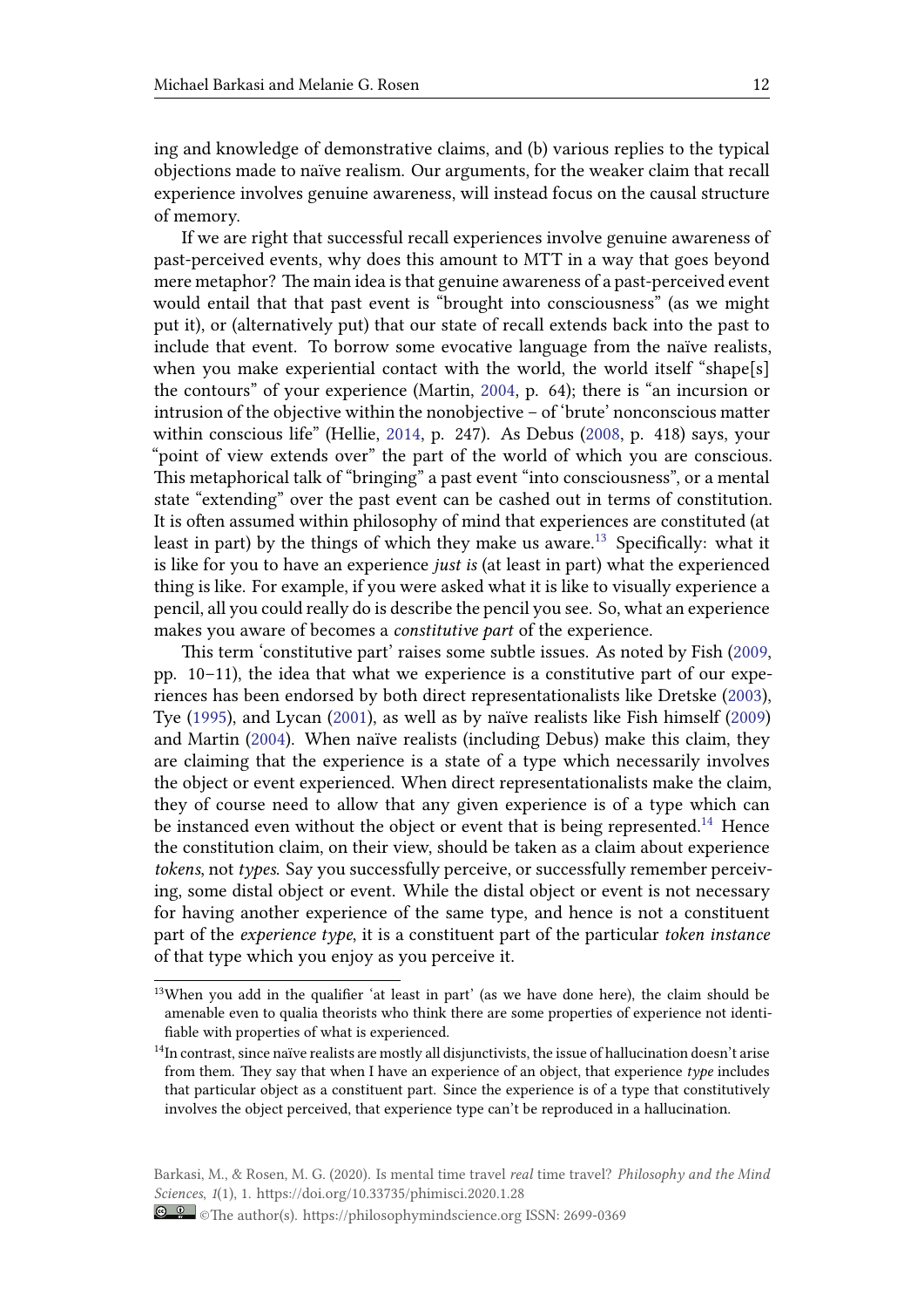ing and knowledge of demonstrative claims, and (b) various replies to the typical objections made to naïve realism. Our arguments, for the weaker claim that recall experience involves genuine awareness, will instead focus on the causal structure of memory.

If we are right that successful recall experiences involve genuine awareness of past-perceived events, why does this amount to MTT in a way that goes beyond mere metaphor? The main idea is that genuine awareness of a past-perceived event would entail that that past event is "brought into consciousness" (as we might put it), or (alternatively put) that our state of recall extends back into the past to include that event. To borrow some evocative language from the naïve realists, when you make experiential contact with the world, the world itself "shape[s] the contours" of your experience (Martin, 2004, p. 64); there is "an incursion or intrusion of the objective within the nonobjective – of 'brute' nonconscious matter within conscious life" (Hellie, 2014, p. 247). As Debus (2008, p. 418) says, your "point of view extends over" the part of the world of which you are conscious. This metaphorical talk of "bringing" a past event "into consciousness", or a mental state "extending" over the past event can be cashed out in terms of constitution. It is often assumed within philosophy of mind that experiences are constituted (at least in part) by the things of which they make us aware.[13] Specifically: what it is like for you to have an experience *just is* (at least in part) what the experienced thing is like. For example, if you were asked what it is like to visually experience a pencil, all you could really do is describe the pencil you see. So, what an experience makes you aware of becomes a *constitutive part* of the experience.

This term 'constitutive part' raises some subtle issues. As noted by Fish (2009, pp. 10–11), the idea that what we experience is a constitutive part of our experiences has been endorsed by both direct representationalists like Dretske (2003), Tye (1995), and Lycan (2001), as well as by naïve realists like Fish himself (2009) and Martin (2004). When naïve realists (including Debus) make this claim, they are claiming that the experience is a state of a type which necessarily involves the object or event experienced. When direct representationalists make the claim, they of course need to allow that any given experience is of a type which can be instanced even without the object or event that is being represented.[14] Hence the constitution claim, on their view, should be taken as a claim about experience *tokens*, not *types*. Say you successfully perceive, or successfully remember perceiving, some distal object or event. While the distal object or event is not necessary for having another experience of the same type, and hence is not a constituent part of the *experience type*, it is a constituent part of the particular *token instance* of that type which you enjoy as you perceive it.

[13] When you add in the qualifier 'at least in part' (as we have done here), the claim should be amenable even to qualia theorists who think there are some properties of experience not identifiable with properties of what is experienced.

[14] In contrast, since naïve realists are mostly all disjunctivists, the issue of hallucination doesn't arise from them. They say that when I have an experience of an object, that experience *type* includes that particular object as a constituent part. Since the experience is of a type that constitutively involves the object perceived, that experience type can't be reproduced in a hallucination.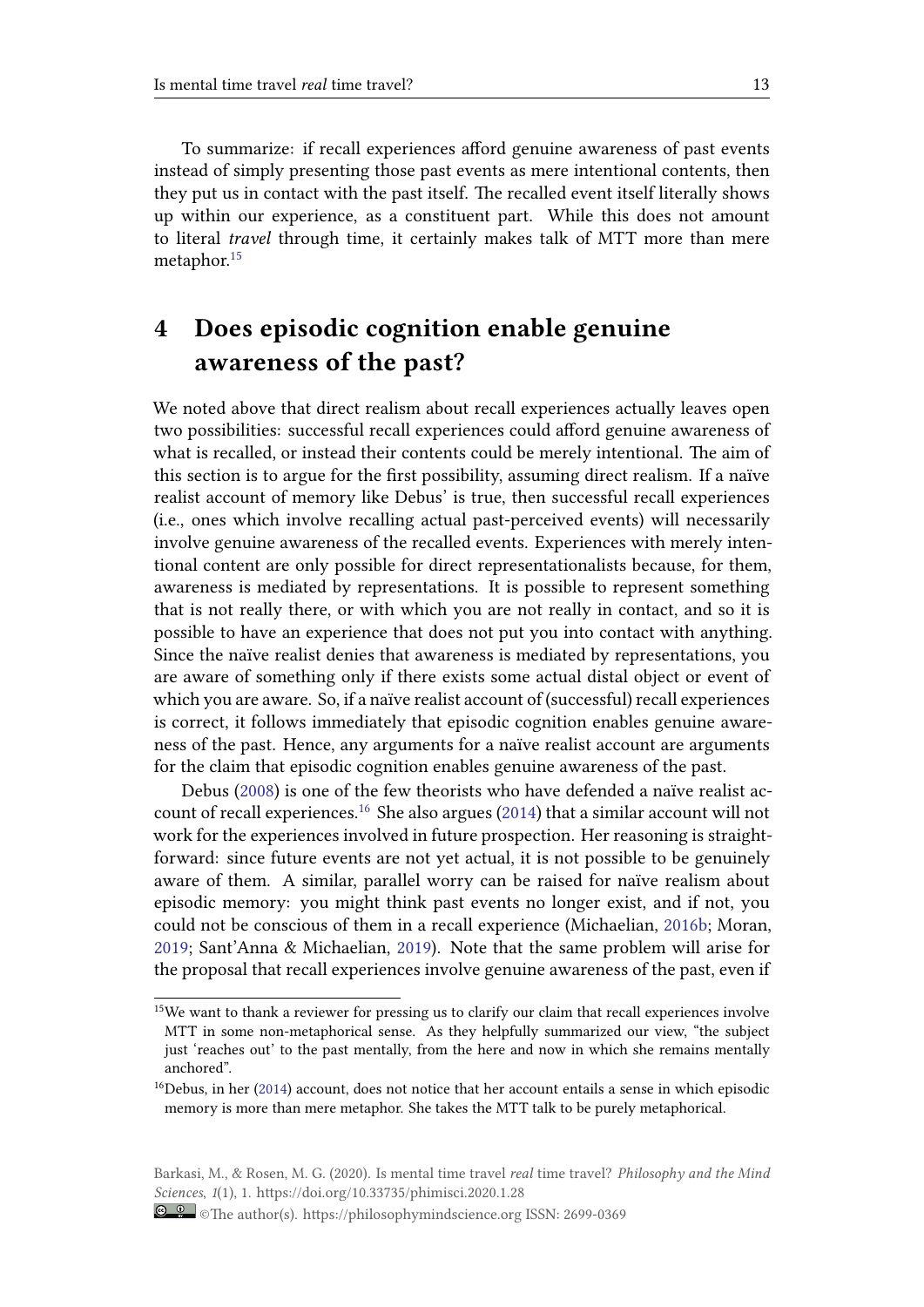To summarize: if recall experiences afford genuine awareness of past events instead of simply presenting those past events as mere intentional contents, then they put us in contact with the past itself. The recalled event itself literally shows up within our experience, as a constituent part. While this does not amount to literal *travel* through time, it certainly makes talk of MTT more than mere metaphor.[15]

## 4 Does episodic cognition enable genuine awareness of the past?

We noted above that direct realism about recall experiences actually leaves open two possibilities: successful recall experiences could afford genuine awareness of what is recalled, or instead their contents could be merely intentional. The aim of this section is to argue for the first possibility, assuming direct realism. If a naïve realist account of memory like Debus' is true, then successful recall experiences (i.e., ones which involve recalling actual past-perceived events) will necessarily involve genuine awareness of the recalled events. Experiences with merely intentional content are only possible for direct representationalists because, for them, awareness is mediated by representations. It is possible to represent something that is not really there, or with which you are not really in contact, and so it is possible to have an experience that does not put you into contact with anything. Since the naïve realist denies that awareness is mediated by representations, you are aware of something only if there exists some actual distal object or event of which you are aware. So, if a naïve realist account of (successful) recall experiences is correct, it follows immediately that episodic cognition enables genuine awareness of the past. Hence, any arguments for a naïve realist account are arguments for the claim that episodic cognition enables genuine awareness of the past.

Debus (2008) is one of the few theorists who have defended a naïve realist account of recall experiences.[16] She also argues (2014) that a similar account will not work for the experiences involved in future prospection. Her reasoning is straightforward: since future events are not yet actual, it is not possible to be genuinely aware of them. A similar, parallel worry can be raised for naïve realism about episodic memory: you might think past events no longer exist, and if not, you could not be conscious of them in a recall experience (Michaelian, 2016b; Moran, 2019; Sant'Anna & Michaelian, 2019). Note that the same problem will arise for the proposal that recall experiences involve genuine awareness of the past, even if

---

[15] We want to thank a reviewer for pressing us to clarify our claim that recall experiences involve MTT in some non-metaphorical sense. As they helpfully summarized our view, "the subject just 'reaches out' to the past mentally, from the here and now in which she remains mentally anchored".

[16] Debus, in her (2014) account, does not notice that her account entails a sense in which episodic memory is more than mere metaphor. She takes the MTT talk to be purely metaphorical.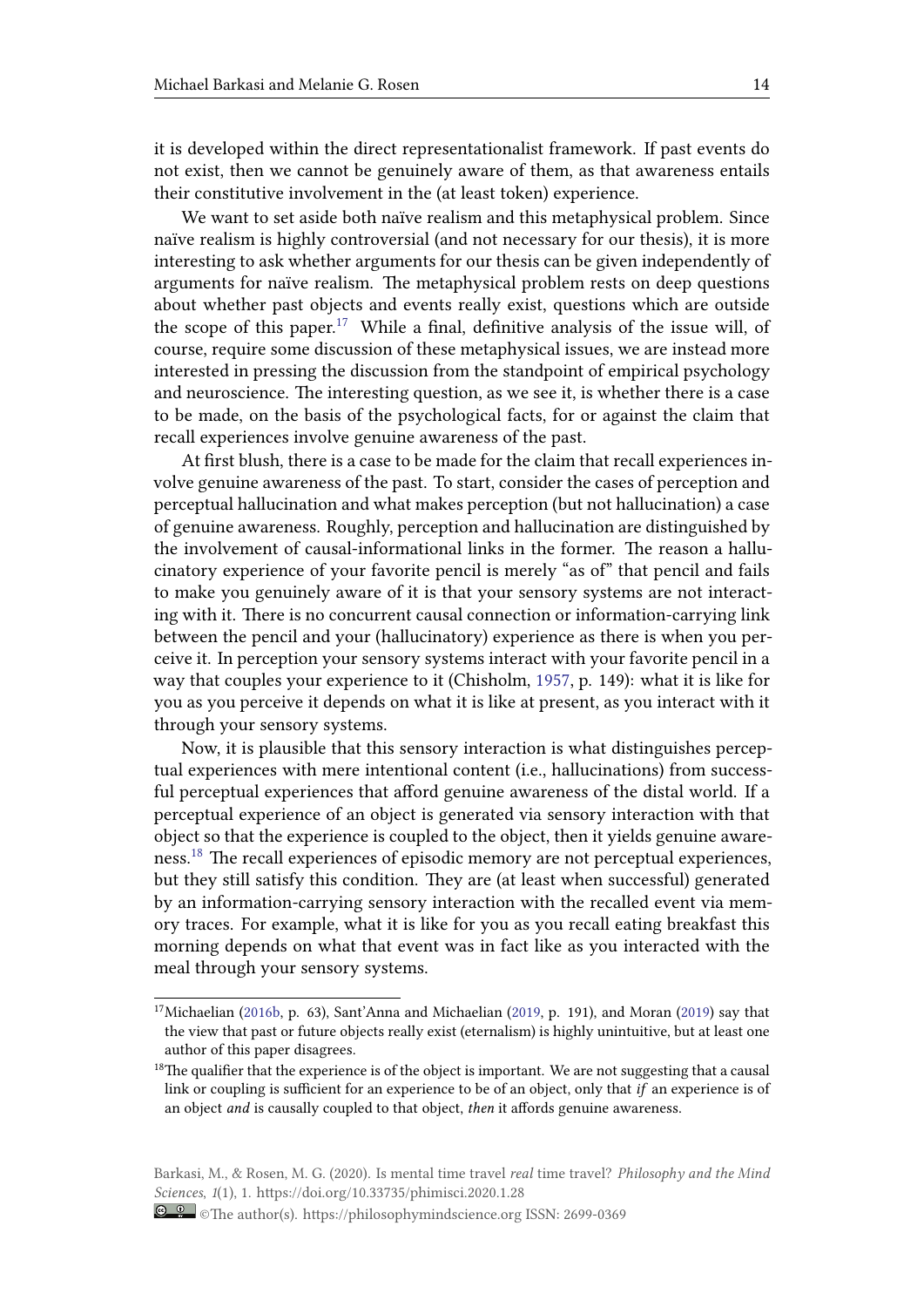it is developed within the direct representationalist framework. If past events do not exist, then we cannot be genuinely aware of them, as that awareness entails their constitutive involvement in the (at least token) experience.

We want to set aside both naïve realism and this metaphysical problem. Since naïve realism is highly controversial (and not necessary for our thesis), it is more interesting to ask whether arguments for our thesis can be given independently of arguments for naïve realism. The metaphysical problem rests on deep questions about whether past objects and events really exist, questions which are outside the scope of this paper.[17] While a final, definitive analysis of the issue will, of course, require some discussion of these metaphysical issues, we are instead more interested in pressing the discussion from the standpoint of empirical psychology and neuroscience. The interesting question, as we see it, is whether there is a case to be made, on the basis of the psychological facts, for or against the claim that recall experiences involve genuine awareness of the past.

At first blush, there is a case to be made for the claim that recall experiences involve genuine awareness of the past. To start, consider the cases of perception and perceptual hallucination and what makes perception (but not hallucination) a case of genuine awareness. Roughly, perception and hallucination are distinguished by the involvement of causal-informational links in the former. The reason a hallucinatory experience of your favorite pencil is merely "as of" that pencil and fails to make you genuinely aware of it is that your sensory systems are not interacting with it. There is no concurrent causal connection or information-carrying link between the pencil and your (hallucinatory) experience as there is when you perceive it. In perception your sensory systems interact with your favorite pencil in a way that couples your experience to it (Chisholm, 1957, p. 149): what it is like for you as you perceive it depends on what it is like at present, as you interact with it through your sensory systems.

Now, it is plausible that this sensory interaction is what distinguishes perceptual experiences with mere intentional content (i.e., hallucinations) from successful perceptual experiences that afford genuine awareness of the distal world. If a perceptual experience of an object is generated via sensory interaction with that object so that the experience is coupled to the object, then it yields genuine awareness.[18] The recall experiences of episodic memory are not perceptual experiences, but they still satisfy this condition. They are (at least when successful) generated by an information-carrying sensory interaction with the recalled event via memory traces. For example, what it is like for you as you recall eating breakfast this morning depends on what that event was in fact like as you interacted with the meal through your sensory systems.

---

[17] Michaelian (2016b, p. 63), Sant'Anna and Michaelian (2019, p. 191), and Moran (2019) say that the view that past or future objects really exist (eternalism) is highly unintuitive, but at least one author of this paper disagrees.

[18] The qualifier that the experience is of the object is important. We are not suggesting that a causal link or coupling is sufficient for an experience to be of an object, only that *if* an experience is of an object *and* is causally coupled to that object, *then* it affords genuine awareness.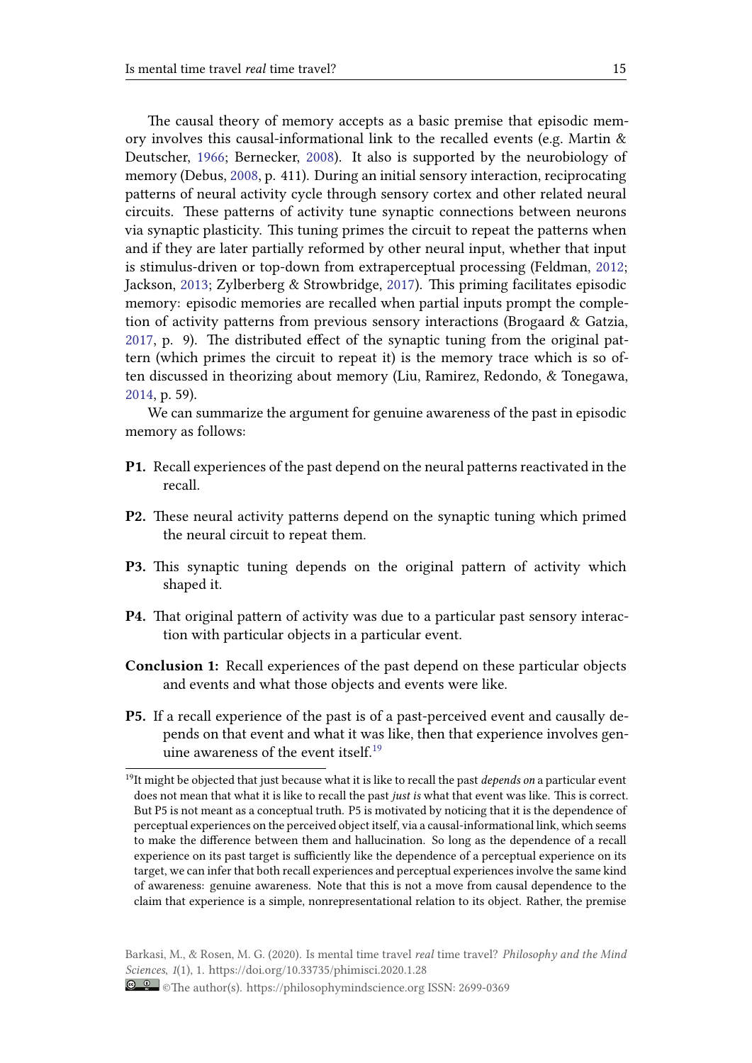The causal theory of memory accepts as a basic premise that episodic memory involves this causal-informational link to the recalled events (e.g. Martin & Deutscher, 1966; Bernecker, 2008). It also is supported by the neurobiology of memory (Debus, 2008, p. 411). During an initial sensory interaction, reciprocating patterns of neural activity cycle through sensory cortex and other related neural circuits. These patterns of activity tune synaptic connections between neurons via synaptic plasticity. This tuning primes the circuit to repeat the patterns when and if they are later partially reformed by other neural input, whether that input is stimulus-driven or top-down from extraperceptual processing (Feldman, 2012; Jackson, 2013; Zylberberg & Strowbridge, 2017). This priming facilitates episodic memory: episodic memories are recalled when partial inputs prompt the completion of activity patterns from previous sensory interactions (Brogaard & Gatzia, 2017, p. 9). The distributed effect of the synaptic tuning from the original pattern (which primes the circuit to repeat it) is the memory trace which is so often discussed in theorizing about memory (Liu, Ramirez, Redondo, & Tonegawa, 2014, p. 59).

We can summarize the argument for genuine awareness of the past in episodic memory as follows:

**P1.** Recall experiences of the past depend on the neural patterns reactivated in the recall.

**P2.** These neural activity patterns depend on the synaptic tuning which primed the neural circuit to repeat them.

**P3.** This synaptic tuning depends on the original pattern of activity which shaped it.

**P4.** That original pattern of activity was due to a particular past sensory interaction with particular objects in a particular event.

**Conclusion 1:** Recall experiences of the past depend on these particular objects and events and what those objects and events were like.

**P5.** If a recall experience of the past is of a past-perceived event and causally depends on that event and what it was like, then that experience involves genuine awareness of the event itself.[19]

[19] It might be objected that just because what it is like to recall the past *depends on* a particular event does not mean that what it is like to recall the past *just is* what that event was like. This is correct. But P5 is not meant as a conceptual truth. P5 is motivated by noticing that it is the dependence of perceptual experiences on the perceived object itself, via a causal-informational link, which seems to make the difference between them and hallucination. So long as the dependence of a recall experience on its past target is sufficiently like the dependence of a perceptual experience on its target, we can infer that both recall experiences and perceptual experiences involve the same kind of awareness: genuine awareness. Note that this is not a move from causal dependence to the claim that experience is a simple, nonrepresentational relation to its object. Rather, the premise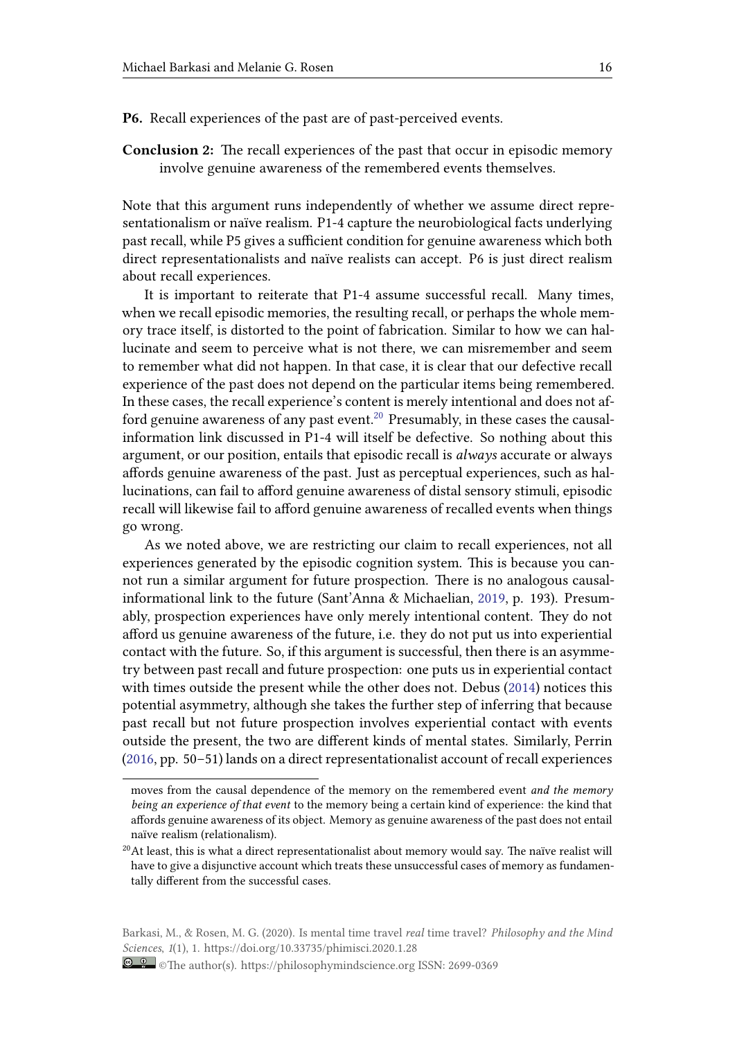**P6.** Recall experiences of the past are of past-perceived events.

**Conclusion 2:** The recall experiences of the past that occur in episodic memory involve genuine awareness of the remembered events themselves.

Note that this argument runs independently of whether we assume direct representationalism or naïve realism. P1-4 capture the neurobiological facts underlying past recall, while P5 gives a sufficient condition for genuine awareness which both direct representationalists and naïve realists can accept. P6 is just direct realism about recall experiences.

It is important to reiterate that P1-4 assume successful recall. Many times, when we recall episodic memories, the resulting recall, or perhaps the whole memory trace itself, is distorted to the point of fabrication. Similar to how we can hallucinate and seem to perceive what is not there, we can misremember and seem to remember what did not happen. In that case, it is clear that our defective recall experience of the past does not depend on the particular items being remembered. In these cases, the recall experience's content is merely intentional and does not afford genuine awareness of any past event.[20] Presumably, in these cases the causal-information link discussed in P1-4 will itself be defective. So nothing about this argument, or our position, entails that episodic recall is *always* accurate or always affords genuine awareness of the past. Just as perceptual experiences, such as hallucinations, can fail to afford genuine awareness of distal sensory stimuli, episodic recall will likewise fail to afford genuine awareness of recalled events when things go wrong.

As we noted above, we are restricting our claim to recall experiences, not all experiences generated by the episodic cognition system. This is because you cannot run a similar argument for future prospection. There is no analogous causal-informational link to the future (Sant'Anna & Michaelian, 2019, p. 193). Presumably, prospection experiences have only merely intentional content. They do not afford us genuine awareness of the future, i.e. they do not put us into experiential contact with the future. So, if this argument is successful, then there is an asymmetry between past recall and future prospection: one puts us in experiential contact with times outside the present while the other does not. Debus (2014) notices this potential asymmetry, although she takes the further step of inferring that because past recall but not future prospection involves experiential contact with events outside the present, the two are different kinds of mental states. Similarly, Perrin (2016, pp. 50–51) lands on a direct representationalist account of recall experiences

moves from the causal dependence of the memory on the remembered event *and the memory being an experience of that event* to the memory being a certain kind of experience: the kind that affords genuine awareness of its object. Memory as genuine awareness of the past does not entail naïve realism (relationalism).

[20] At least, this is what a direct representationalist about memory would say. The naïve realist will have to give a disjunctive account which treats these unsuccessful cases of memory as fundamentally different from the successful cases.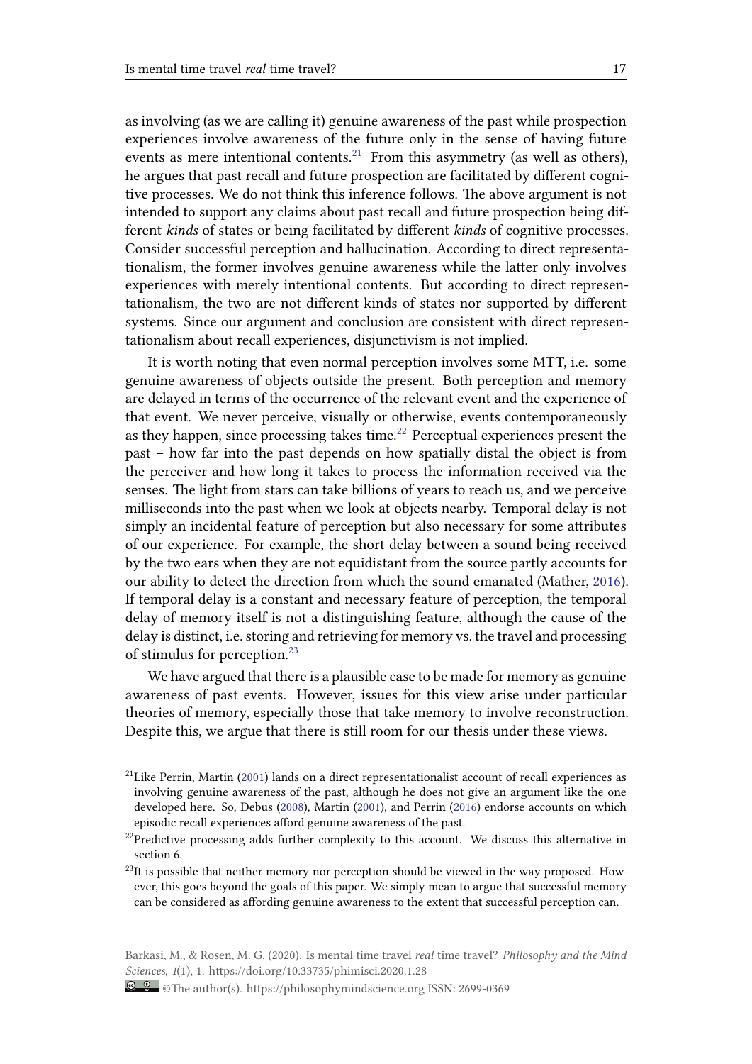as involving (as we are calling it) genuine awareness of the past while prospection experiences involve awareness of the future only in the sense of having future events as mere intentional contents.[21] From this asymmetry (as well as others), he argues that past recall and future prospection are facilitated by different cognitive processes. We do not think this inference follows. The above argument is not intended to support any claims about past recall and future prospection being different *kinds* of states or being facilitated by different *kinds* of cognitive processes. Consider successful perception and hallucination. According to direct representationalism, the former involves genuine awareness while the latter only involves experiences with merely intentional contents. But according to direct representationalism, the two are not different kinds of states nor supported by different systems. Since our argument and conclusion are consistent with direct representationalism about recall experiences, disjunctivism is not implied.

It is worth noting that even normal perception involves some MTT, i.e. some genuine awareness of objects outside the present. Both perception and memory are delayed in terms of the occurrence of the relevant event and the experience of that event. We never perceive, visually or otherwise, events contemporaneously as they happen, since processing takes time.[22] Perceptual experiences present the past – how far into the past depends on how spatially distal the object is from the perceiver and how long it takes to process the information received via the senses. The light from stars can take billions of years to reach us, and we perceive milliseconds into the past when we look at objects nearby. Temporal delay is not simply an incidental feature of perception but also necessary for some attributes of our experience. For example, the short delay between a sound being received by the two ears when they are not equidistant from the source partly accounts for our ability to detect the direction from which the sound emanated (Mather, 2016). If temporal delay is a constant and necessary feature of perception, the temporal delay of memory itself is not a distinguishing feature, although the cause of the delay is distinct, i.e. storing and retrieving for memory vs. the travel and processing of stimulus for perception.[23]

We have argued that there is a plausible case to be made for memory as genuine awareness of past events. However, issues for this view arise under particular theories of memory, especially those that take memory to involve reconstruction. Despite this, we argue that there is still room for our thesis under these views.

---

[21] Like Perrin, Martin (2001) lands on a direct representationalist account of recall experiences as involving genuine awareness of the past, although he does not give an argument like the one developed here. So, Debus (2008), Martin (2001), and Perrin (2016) endorse accounts on which episodic recall experiences afford genuine awareness of the past.

[22] Predictive processing adds further complexity to this account. We discuss this alternative in section 6.

[23] It is possible that neither memory nor perception should be viewed in the way proposed. However, this goes beyond the goals of this paper. We simply mean to argue that successful memory can be considered as affording genuine awareness to the extent that successful perception can.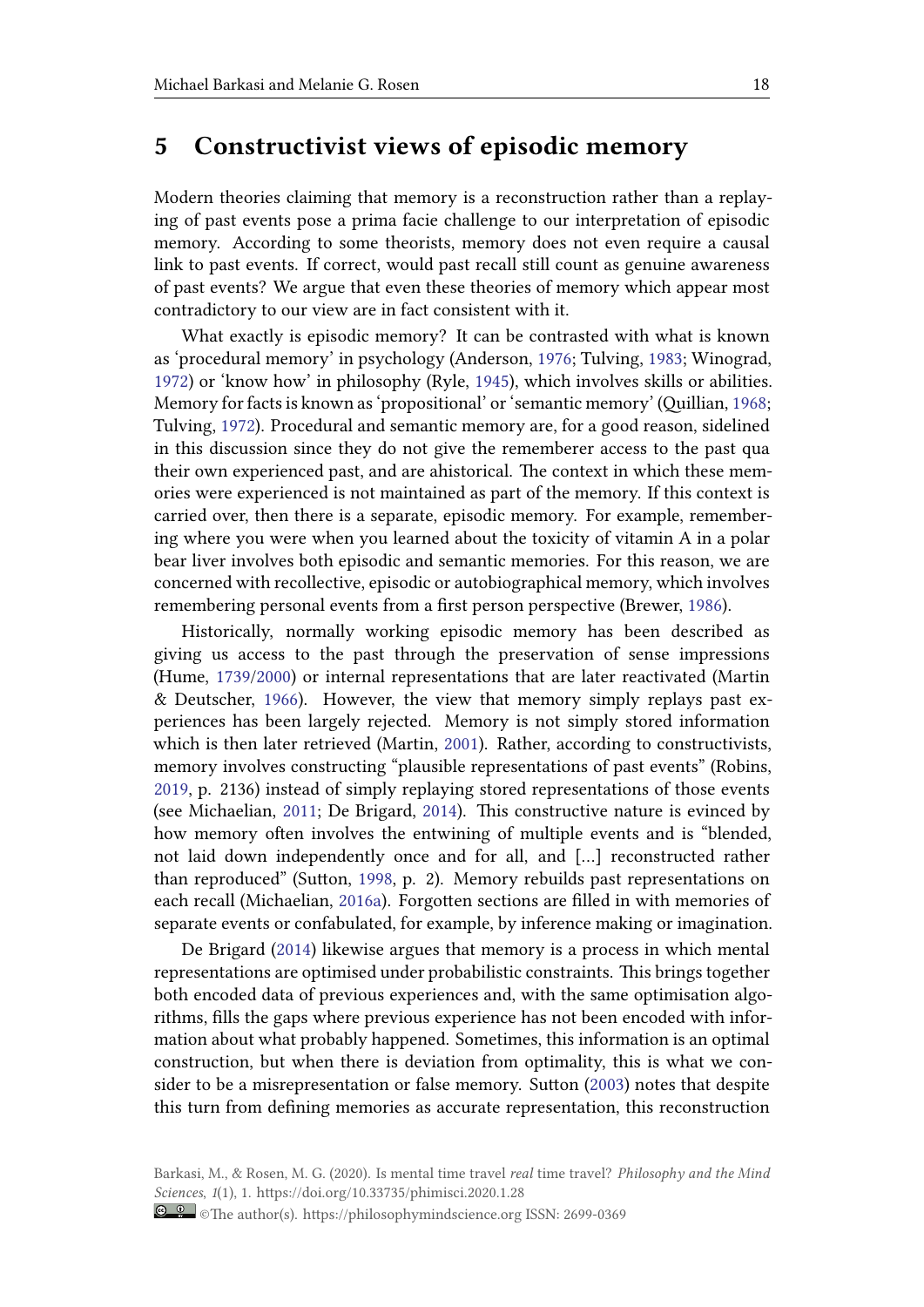## 5 Constructivist views of episodic memory

Modern theories claiming that memory is a reconstruction rather than a replaying of past events pose a prima facie challenge to our interpretation of episodic memory. According to some theorists, memory does not even require a causal link to past events. If correct, would past recall still count as genuine awareness of past events? We argue that even these theories of memory which appear most contradictory to our view are in fact consistent with it.

What exactly is episodic memory? It can be contrasted with what is known as 'procedural memory' in psychology (Anderson, 1976; Tulving, 1983; Winograd, 1972) or 'know how' in philosophy (Ryle, 1945), which involves skills or abilities. Memory for facts is known as 'propositional' or 'semantic memory' (Quillian, 1968; Tulving, 1972). Procedural and semantic memory are, for a good reason, sidelined in this discussion since they do not give the rememberer access to the past qua their own experienced past, and are ahistorical. The context in which these memories were experienced is not maintained as part of the memory. If this context is carried over, then there is a separate, episodic memory. For example, remembering where you were when you learned about the toxicity of vitamin A in a polar bear liver involves both episodic and semantic memories. For this reason, we are concerned with recollective, episodic or autobiographical memory, which involves remembering personal events from a first person perspective (Brewer, 1986).

Historically, normally working episodic memory has been described as giving us access to the past through the preservation of sense impressions (Hume, 1739/2000) or internal representations that are later reactivated (Martin & Deutscher, 1966). However, the view that memory simply replays past experiences has been largely rejected. Memory is not simply stored information which is then later retrieved (Martin, 2001). Rather, according to constructivists, memory involves constructing "plausible representations of past events" (Robins, 2019, p. 2136) instead of simply replaying stored representations of those events (see Michaelian, 2011; De Brigard, 2014). This constructive nature is evinced by how memory often involves the entwining of multiple events and is "blended, not laid down independently once and for all, and [...] reconstructed rather than reproduced" (Sutton, 1998, p. 2). Memory rebuilds past representations on each recall (Michaelian, 2016a). Forgotten sections are filled in with memories of separate events or confabulated, for example, by inference making or imagination.

De Brigard (2014) likewise argues that memory is a process in which mental representations are optimised under probabilistic constraints. This brings together both encoded data of previous experiences and, with the same optimisation algorithms, fills the gaps where previous experience has not been encoded with information about what probably happened. Sometimes, this information is an optimal construction, but when there is deviation from optimality, this is what we consider to be a misrepresentation or false memory. Sutton (2003) notes that despite this turn from defining memories as accurate representation, this reconstruction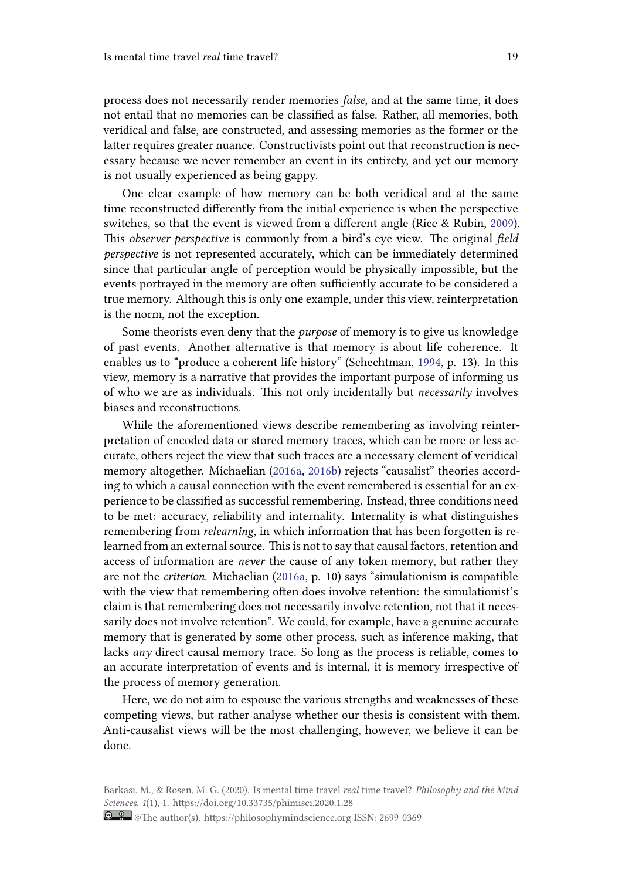process does not necessarily render memories *false*, and at the same time, it does not entail that no memories can be classified as false. Rather, all memories, both veridical and false, are constructed, and assessing memories as the former or the latter requires greater nuance. Constructivists point out that reconstruction is necessary because we never remember an event in its entirety, and yet our memory is not usually experienced as being gappy.

One clear example of how memory can be both veridical and at the same time reconstructed differently from the initial experience is when the perspective switches, so that the event is viewed from a different angle (Rice & Rubin, 2009). This *observer perspective* is commonly from a bird's eye view. The original *field perspective* is not represented accurately, which can be immediately determined since that particular angle of perception would be physically impossible, but the events portrayed in the memory are often sufficiently accurate to be considered a true memory. Although this is only one example, under this view, reinterpretation is the norm, not the exception.

Some theorists even deny that the *purpose* of memory is to give us knowledge of past events. Another alternative is that memory is about life coherence. It enables us to "produce a coherent life history" (Schechtman, 1994, p. 13). In this view, memory is a narrative that provides the important purpose of informing us of who we are as individuals. This not only incidentally but *necessarily* involves biases and reconstructions.

While the aforementioned views describe remembering as involving reinterpretation of encoded data or stored memory traces, which can be more or less accurate, others reject the view that such traces are a necessary element of veridical memory altogether. Michaelian (2016a, 2016b) rejects "causalist" theories according to which a causal connection with the event remembered is essential for an experience to be classified as successful remembering. Instead, three conditions need to be met: accuracy, reliability and internality. Internality is what distinguishes remembering from *relearning*, in which information that has been forgotten is relearned from an external source. This is not to say that causal factors, retention and access of information are *never* the cause of any token memory, but rather they are not the *criterion.* Michaelian (2016a, p. 10) says "simulationism is compatible with the view that remembering often does involve retention: the simulationist's claim is that remembering does not necessarily involve retention, not that it necessarily does not involve retention". We could, for example, have a genuine accurate memory that is generated by some other process, such as inference making, that lacks *any* direct causal memory trace. So long as the process is reliable, comes to an accurate interpretation of events and is internal, it is memory irrespective of the process of memory generation.

Here, we do not aim to espouse the various strengths and weaknesses of these competing views, but rather analyse whether our thesis is consistent with them. Anti-causalist views will be the most challenging, however, we believe it can be done.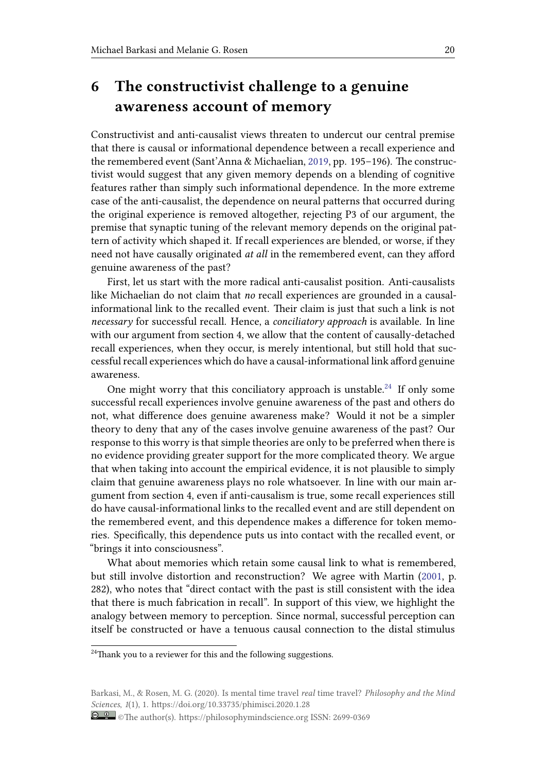# 6 The constructivist challenge to a genuine awareness account of memory

Constructivist and anti-causalist views threaten to undercut our central premise that there is causal or informational dependence between a recall experience and the remembered event (Sant'Anna & Michaelian, 2019, pp. 195–196). The constructivist would suggest that any given memory depends on a blending of cognitive features rather than simply such informational dependence. In the more extreme case of the anti-causalist, the dependence on neural patterns that occurred during the original experience is removed altogether, rejecting P3 of our argument, the premise that synaptic tuning of the relevant memory depends on the original pattern of activity which shaped it. If recall experiences are blended, or worse, if they need not have causally originated *at all* in the remembered event, can they afford genuine awareness of the past?

First, let us start with the more radical anti-causalist position. Anti-causalists like Michaelian do not claim that *no* recall experiences are grounded in a causal-informational link to the recalled event. Their claim is just that such a link is not *necessary* for successful recall. Hence, a *conciliatory approach* is available. In line with our argument from section 4, we allow that the content of causally-detached recall experiences, when they occur, is merely intentional, but still hold that successful recall experiences which do have a causal-informational link afford genuine awareness.

One might worry that this conciliatory approach is unstable.[24] If only some successful recall experiences involve genuine awareness of the past and others do not, what difference does genuine awareness make? Would it not be a simpler theory to deny that any of the cases involve genuine awareness of the past? Our response to this worry is that simple theories are only to be preferred when there is no evidence providing greater support for the more complicated theory. We argue that when taking into account the empirical evidence, it is not plausible to simply claim that genuine awareness plays no role whatsoever. In line with our main argument from section 4, even if anti-causalism is true, some recall experiences still do have causal-informational links to the recalled event and are still dependent on the remembered event, and this dependence makes a difference for token memories. Specifically, this dependence puts us into contact with the recalled event, or "brings it into consciousness".

What about memories which retain some causal link to what is remembered, but still involve distortion and reconstruction? We agree with Martin (2001, p. 282), who notes that "direct contact with the past is still consistent with the idea that there is much fabrication in recall". In support of this view, we highlight the analogy between memory to perception. Since normal, successful perception can itself be constructed or have a tenuous causal connection to the distal stimulus

[24] Thank you to a reviewer for this and the following suggestions.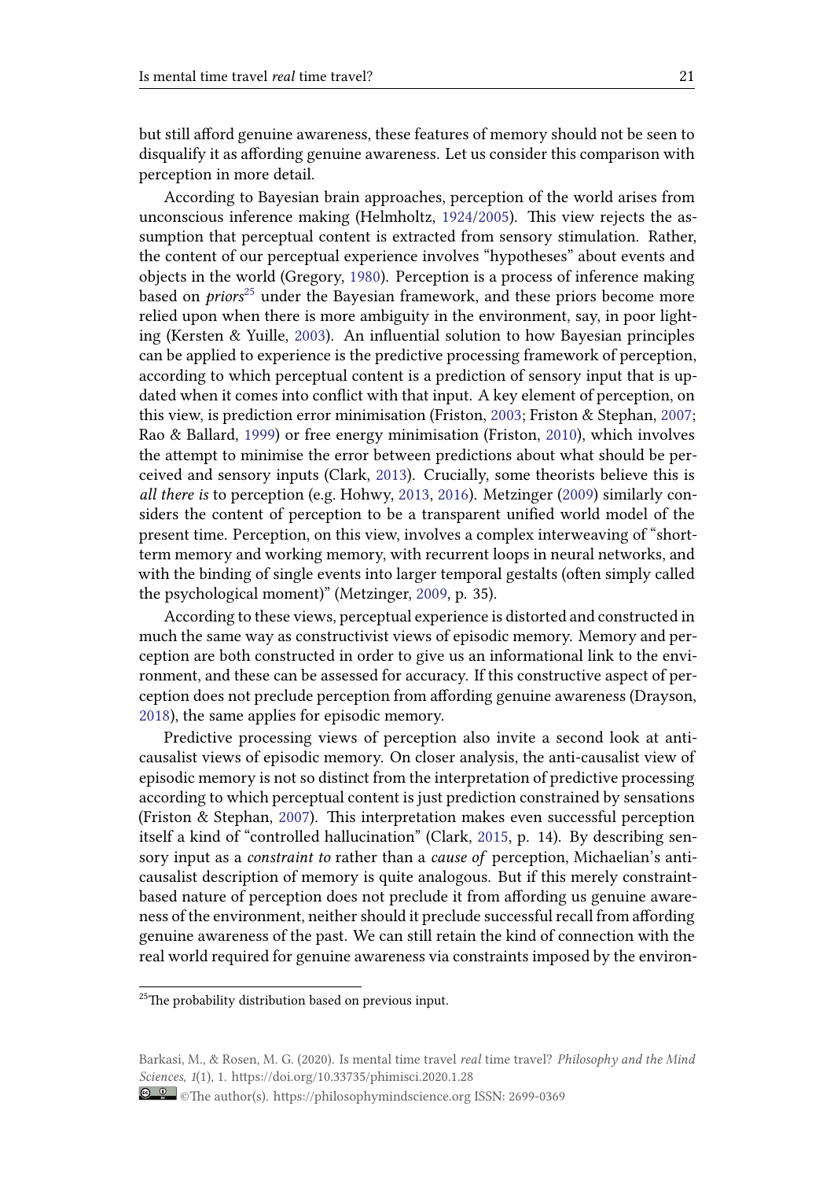but still afford genuine awareness, these features of memory should not be seen to disqualify it as affording genuine awareness. Let us consider this comparison with perception in more detail.

According to Bayesian brain approaches, perception of the world arises from unconscious inference making (Helmholtz, 1924/2005). This view rejects the assumption that perceptual content is extracted from sensory stimulation. Rather, the content of our perceptual experience involves "hypotheses" about events and objects in the world (Gregory, 1980). Perception is a process of inference making based on *priors*[25] under the Bayesian framework, and these priors become more relied upon when there is more ambiguity in the environment, say, in poor lighting (Kersten & Yuille, 2003). An influential solution to how Bayesian principles can be applied to experience is the predictive processing framework of perception, according to which perceptual content is a prediction of sensory input that is updated when it comes into conflict with that input. A key element of perception, on this view, is prediction error minimisation (Friston, 2003; Friston & Stephan, 2007; Rao & Ballard, 1999) or free energy minimisation (Friston, 2010), which involves the attempt to minimise the error between predictions about what should be perceived and sensory inputs (Clark, 2013). Crucially, some theorists believe this is *all there is* to perception (e.g. Hohwy, 2013, 2016). Metzinger (2009) similarly considers the content of perception to be a transparent unified world model of the present time. Perception, on this view, involves a complex interweaving of "short-term memory and working memory, with recurrent loops in neural networks, and with the binding of single events into larger temporal gestalts (often simply called the psychological moment)" (Metzinger, 2009, p. 35).

According to these views, perceptual experience is distorted and constructed in much the same way as constructivist views of episodic memory. Memory and perception are both constructed in order to give us an informational link to the environment, and these can be assessed for accuracy. If this constructive aspect of perception does not preclude perception from affording genuine awareness (Drayson, 2018), the same applies for episodic memory.

Predictive processing views of perception also invite a second look at anti-causalist views of episodic memory. On closer analysis, the anti-causalist view of episodic memory is not so distinct from the interpretation of predictive processing according to which perceptual content is just prediction constrained by sensations (Friston & Stephan, 2007). This interpretation makes even successful perception itself a kind of "controlled hallucination" (Clark, 2015, p. 14). By describing sensory input as a *constraint to* rather than a *cause of* perception, Michaelian's anti-causalist description of memory is quite analogous. But if this merely constraint-based nature of perception does not preclude it from affording us genuine awareness of the environment, neither should it preclude successful recall from affording genuine awareness of the past. We can still retain the kind of connection with the real world required for genuine awareness via constraints imposed by the environ-

[25] The probability distribution based on previous input.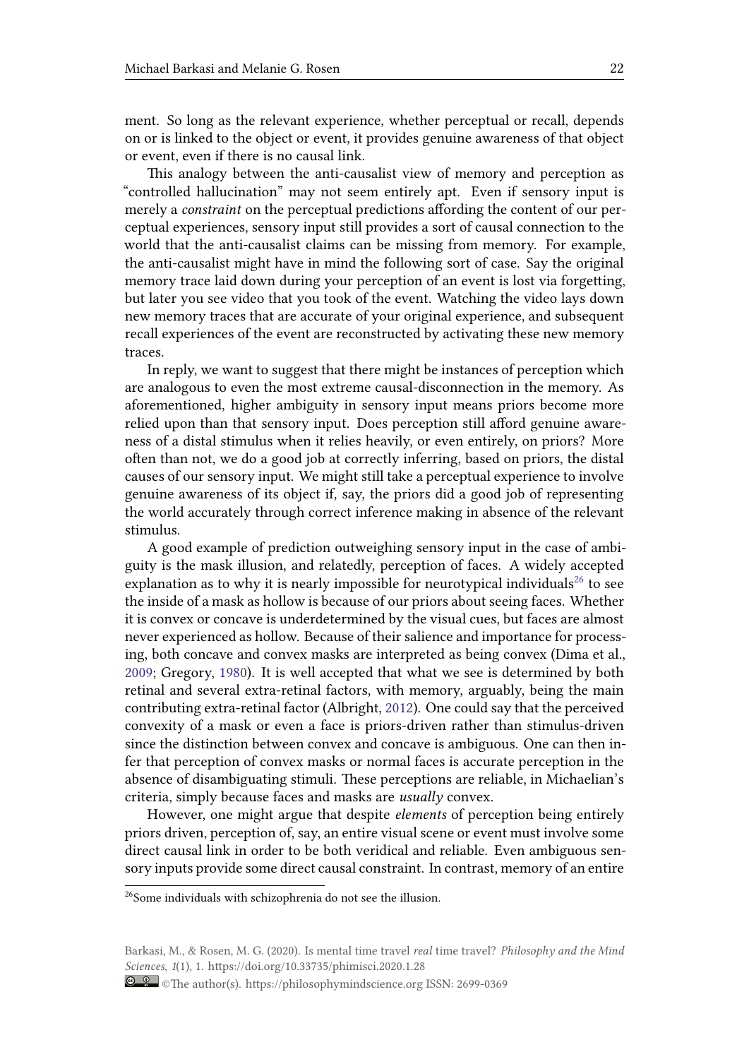ment. So long as the relevant experience, whether perceptual or recall, depends on or is linked to the object or event, it provides genuine awareness of that object or event, even if there is no causal link.

This analogy between the anti-causalist view of memory and perception as "controlled hallucination" may not seem entirely apt. Even if sensory input is merely a *constraint* on the perceptual predictions affording the content of our perceptual experiences, sensory input still provides a sort of causal connection to the world that the anti-causalist claims can be missing from memory. For example, the anti-causalist might have in mind the following sort of case. Say the original memory trace laid down during your perception of an event is lost via forgetting, but later you see video that you took of the event. Watching the video lays down new memory traces that are accurate of your original experience, and subsequent recall experiences of the event are reconstructed by activating these new memory traces.

In reply, we want to suggest that there might be instances of perception which are analogous to even the most extreme causal-disconnection in the memory. As aforementioned, higher ambiguity in sensory input means priors become more relied upon than that sensory input. Does perception still afford genuine awareness of a distal stimulus when it relies heavily, or even entirely, on priors? More often than not, we do a good job at correctly inferring, based on priors, the distal causes of our sensory input. We might still take a perceptual experience to involve genuine awareness of its object if, say, the priors did a good job of representing the world accurately through correct inference making in absence of the relevant stimulus.

A good example of prediction outweighing sensory input in the case of ambiguity is the mask illusion, and relatedly, perception of faces. A widely accepted explanation as to why it is nearly impossible for neurotypical individuals[26] to see the inside of a mask as hollow is because of our priors about seeing faces. Whether it is convex or concave is underdetermined by the visual cues, but faces are almost never experienced as hollow. Because of their salience and importance for processing, both concave and convex masks are interpreted as being convex (Dima et al., 2009; Gregory, 1980). It is well accepted that what we see is determined by both retinal and several extra-retinal factors, with memory, arguably, being the main contributing extra-retinal factor (Albright, 2012). One could say that the perceived convexity of a mask or even a face is priors-driven rather than stimulus-driven since the distinction between convex and concave is ambiguous. One can then infer that perception of convex masks or normal faces is accurate perception in the absence of disambiguating stimuli. These perceptions are reliable, in Michaelian's criteria, simply because faces and masks are *usually* convex.

However, one might argue that despite *elements* of perception being entirely priors driven, perception of, say, an entire visual scene or event must involve some direct causal link in order to be both veridical and reliable. Even ambiguous sensory inputs provide some direct causal constraint. In contrast, memory of an entire

[26] Some individuals with schizophrenia do not see the illusion.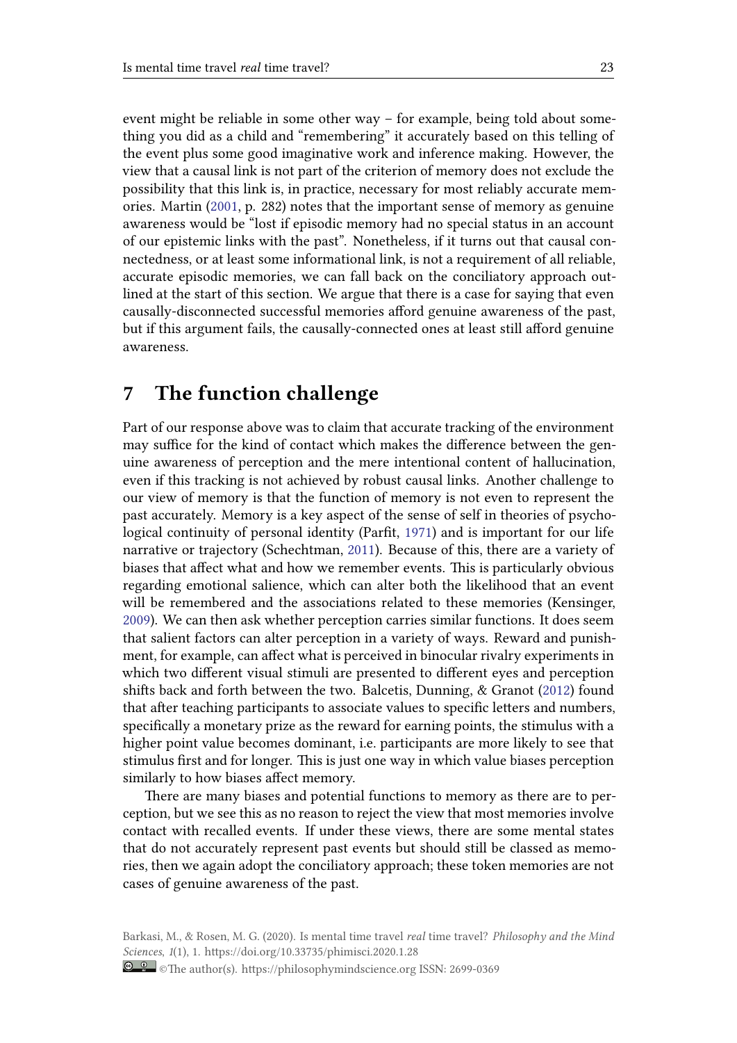event might be reliable in some other way – for example, being told about something you did as a child and "remembering" it accurately based on this telling of the event plus some good imaginative work and inference making. However, the view that a causal link is not part of the criterion of memory does not exclude the possibility that this link is, in practice, necessary for most reliably accurate memories. Martin (2001, p. 282) notes that the important sense of memory as genuine awareness would be "lost if episodic memory had no special status in an account of our epistemic links with the past". Nonetheless, if it turns out that causal connectedness, or at least some informational link, is not a requirement of all reliable, accurate episodic memories, we can fall back on the conciliatory approach outlined at the start of this section. We argue that there is a case for saying that even causally-disconnected successful memories afford genuine awareness of the past, but if this argument fails, the causally-connected ones at least still afford genuine awareness.

## 7 The function challenge

Part of our response above was to claim that accurate tracking of the environment may suffice for the kind of contact which makes the difference between the genuine awareness of perception and the mere intentional content of hallucination, even if this tracking is not achieved by robust causal links. Another challenge to our view of memory is that the function of memory is not even to represent the past accurately. Memory is a key aspect of the sense of self in theories of psychological continuity of personal identity (Parfit, 1971) and is important for our life narrative or trajectory (Schechtman, 2011). Because of this, there are a variety of biases that affect what and how we remember events. This is particularly obvious regarding emotional salience, which can alter both the likelihood that an event will be remembered and the associations related to these memories (Kensinger, 2009). We can then ask whether perception carries similar functions. It does seem that salient factors can alter perception in a variety of ways. Reward and punishment, for example, can affect what is perceived in binocular rivalry experiments in which two different visual stimuli are presented to different eyes and perception shifts back and forth between the two. Balcetis, Dunning, & Granot (2012) found that after teaching participants to associate values to specific letters and numbers, specifically a monetary prize as the reward for earning points, the stimulus with a higher point value becomes dominant, i.e. participants are more likely to see that stimulus first and for longer. This is just one way in which value biases perception similarly to how biases affect memory.

There are many biases and potential functions to memory as there are to perception, but we see this as no reason to reject the view that most memories involve contact with recalled events. If under these views, there are some mental states that do not accurately represent past events but should still be classed as memories, then we again adopt the conciliatory approach; these token memories are not cases of genuine awareness of the past.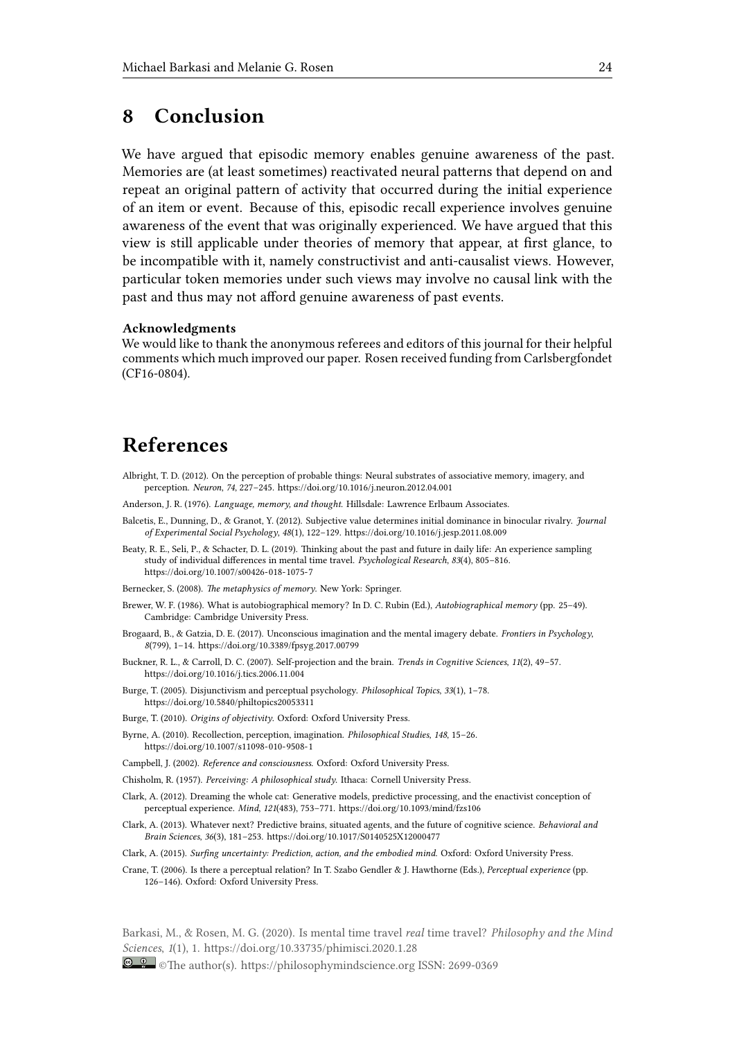# 8 Conclusion

We have argued that episodic memory enables genuine awareness of the past. Memories are (at least sometimes) reactivated neural patterns that depend on and repeat an original pattern of activity that occurred during the initial experience of an item or event. Because of this, episodic recall experience involves genuine awareness of the event that was originally experienced. We have argued that this view is still applicable under theories of memory that appear, at first glance, to be incompatible with it, namely constructivist and anti-causalist views. However, particular token memories under such views may involve no causal link with the past and thus may not afford genuine awareness of past events.

**Acknowledgments**

We would like to thank the anonymous referees and editors of this journal for their helpful comments which much improved our paper. Rosen received funding from Carlsbergfondet (CF16-0804).

# References

Albright, T. D. (2012). On the perception of probable things: Neural substrates of associative memory, imagery, and perception. *Neuron*, *74*, 227–245. https://doi.org/10.1016/j.neuron.2012.04.001

Anderson, J. R. (1976). *Language, memory, and thought*. Hillsdale: Lawrence Erlbaum Associates.

Balcetis, E., Dunning, D., & Granot, Y. (2012). Subjective value determines initial dominance in binocular rivalry. *Journal of Experimental Social Psychology*, *48*(1), 122–129. https://doi.org/10.1016/j.jesp.2011.08.009

Beaty, R. E., Seli, P., & Schacter, D. L. (2019). Thinking about the past and future in daily life: An experience sampling study of individual differences in mental time travel. *Psychological Research*, *83*(4), 805–816. https://doi.org/10.1007/s00426-018-1075-7

Bernecker, S. (2008). *The metaphysics of memory*. New York: Springer.

Brewer, W. F. (1986). What is autobiographical memory? In D. C. Rubin (Ed.), *Autobiographical memory* (pp. 25–49). Cambridge: Cambridge University Press.

Brogaard, B., & Gatzia, D. E. (2017). Unconscious imagination and the mental imagery debate. *Frontiers in Psychology*, *8*(799), 1–14. https://doi.org/10.3389/fpsyg.2017.00799

Buckner, R. L., & Carroll, D. C. (2007). Self-projection and the brain. *Trends in Cognitive Sciences*, *11*(2), 49–57. https://doi.org/10.1016/j.tics.2006.11.004

Burge, T. (2005). Disjunctivism and perceptual psychology. *Philosophical Topics*, *33*(1), 1–78. https://doi.org/10.5840/philtopics20053311

Burge, T. (2010). *Origins of objectivity*. Oxford: Oxford University Press.

Byrne, A. (2010). Recollection, perception, imagination. *Philosophical Studies*, *148*, 15–26. https://doi.org/10.1007/s11098-010-9508-1

Campbell, J. (2002). *Reference and consciousness*. Oxford: Oxford University Press.

Chisholm, R. (1957). *Perceiving: A philosophical study*. Ithaca: Cornell University Press.

Clark, A. (2012). Dreaming the whole cat: Generative models, predictive processing, and the enactivist conception of perceptual experience. *Mind*, *121*(483), 753–771. https://doi.org/10.1093/mind/fzs106

Clark, A. (2013). Whatever next? Predictive brains, situated agents, and the future of cognitive science. *Behavioral and Brain Sciences*, *36*(3), 181–253. https://doi.org/10.1017/S0140525X12000477

Clark, A. (2015). *Surfing uncertainty: Prediction, action, and the embodied mind*. Oxford: Oxford University Press.

Crane, T. (2006). Is there a perceptual relation? In T. Szabo Gendler & J. Hawthorne (Eds.), *Perceptual experience* (pp. 126–146). Oxford: Oxford University Press.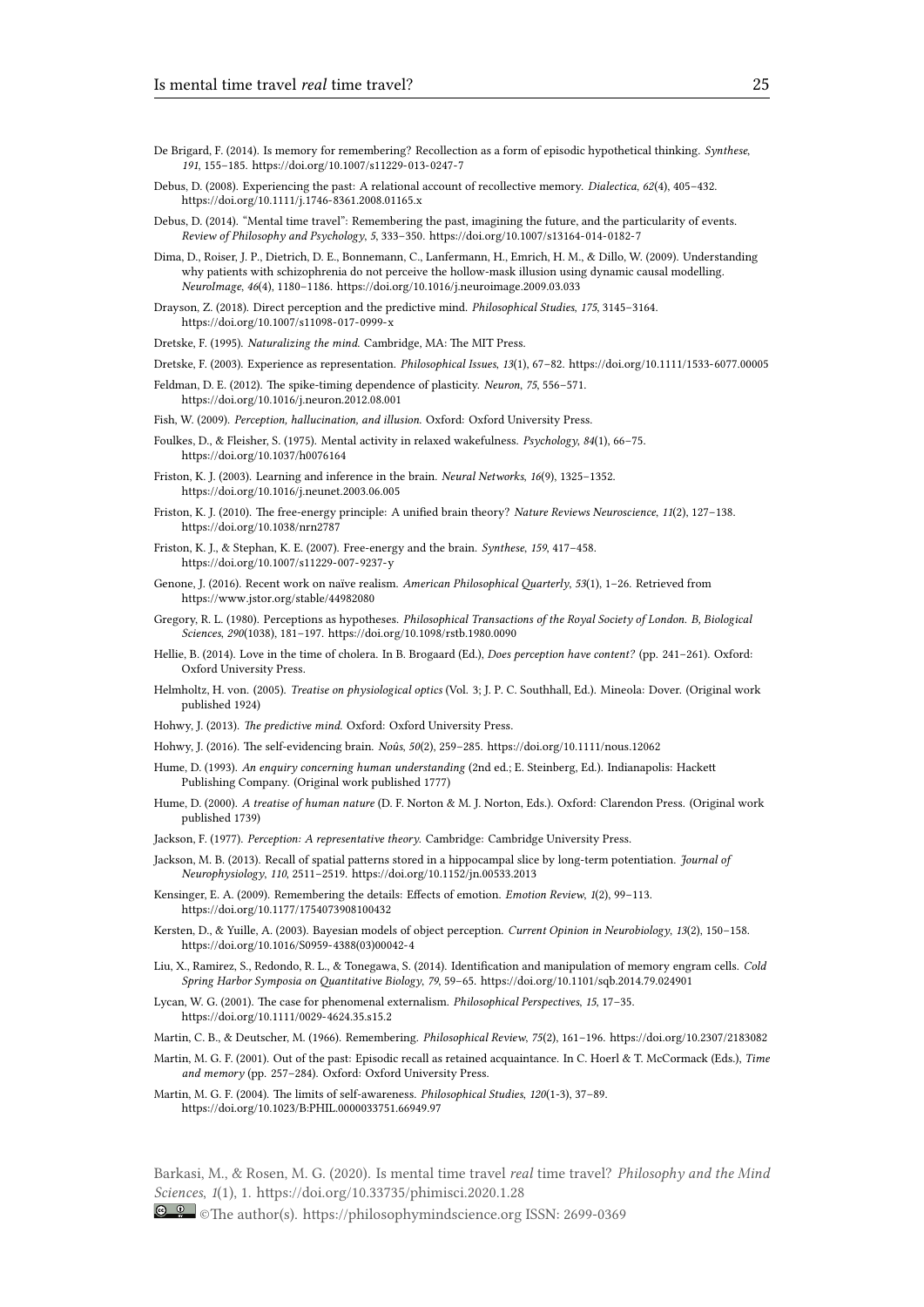De Brigard, F. (2014). Is memory for remembering? Recollection as a form of episodic hypothetical thinking. *Synthese*, *191*, 155–185. https://doi.org/10.1007/s11229-013-0247-7

Debus, D. (2008). Experiencing the past: A relational account of recollective memory. *Dialectica*, *62*(4), 405–432. https://doi.org/10.1111/j.1746-8361.2008.01165.x

Debus, D. (2014). "Mental time travel": Remembering the past, imagining the future, and the particularity of events. *Review of Philosophy and Psychology*, *5*, 333–350. https://doi.org/10.1007/s13164-014-0182-7

Dima, D., Roiser, J. P., Dietrich, D. E., Bonnemann, C., Lanfermann, H., Emrich, H. M., & Dillo, W. (2009). Understanding why patients with schizophrenia do not perceive the hollow-mask illusion using dynamic causal modelling. *NeuroImage*, *46*(4), 1180–1186. https://doi.org/10.1016/j.neuroimage.2009.03.033

Drayson, Z. (2018). Direct perception and the predictive mind. *Philosophical Studies*, *175*, 3145–3164. https://doi.org/10.1007/s11098-017-0999-x

Dretske, F. (1995). *Naturalizing the mind*. Cambridge, MA: The MIT Press.

Dretske, F. (2003). Experience as representation. *Philosophical Issues*, *13*(1), 67–82. https://doi.org/10.1111/1533-6077.00005

Feldman, D. E. (2012). The spike-timing dependence of plasticity. *Neuron*, *75*, 556–571. https://doi.org/10.1016/j.neuron.2012.08.001

Fish, W. (2009). *Perception, hallucination, and illusion*. Oxford: Oxford University Press.

Foulkes, D., & Fleisher, S. (1975). Mental activity in relaxed wakefulness. *Psychology*, *84*(1), 66–75. https://doi.org/10.1037/h0076164

Friston, K. J. (2003). Learning and inference in the brain. *Neural Networks*, *16*(9), 1325–1352. https://doi.org/10.1016/j.neunet.2003.06.005

Friston, K. J. (2010). The free-energy principle: A unified brain theory? *Nature Reviews Neuroscience*, *11*(2), 127–138. https://doi.org/10.1038/nrn2787

Friston, K. J., & Stephan, K. E. (2007). Free-energy and the brain. *Synthese*, *159*, 417–458. https://doi.org/10.1007/s11229-007-9237-y

Genone, J. (2016). Recent work on naïve realism. *American Philosophical Quarterly*, *53*(1), 1–26. Retrieved from https://www.jstor.org/stable/44982080

Gregory, R. L. (1980). Perceptions as hypotheses. *Philosophical Transactions of the Royal Society of London. B, Biological Sciences*, *290*(1038), 181–197. https://doi.org/10.1098/rstb.1980.0090

Hellie, B. (2014). Love in the time of cholera. In B. Brogaard (Ed.), *Does perception have content?* (pp. 241–261). Oxford: Oxford University Press.

Helmholtz, H. von. (2005). *Treatise on physiological optics* (Vol. 3; J. P. C. Southhall, Ed.). Mineola: Dover. (Original work published 1924)

Hohwy, J. (2013). *The predictive mind*. Oxford: Oxford University Press.

Hohwy, J. (2016). The self-evidencing brain. *Noûs*, *50*(2), 259–285. https://doi.org/10.1111/nous.12062

Hume, D. (1993). *An enquiry concerning human understanding* (2nd ed.; E. Steinberg, Ed.). Indianapolis: Hackett Publishing Company. (Original work published 1777)

Hume, D. (2000). *A treatise of human nature* (D. F. Norton & M. J. Norton, Eds.). Oxford: Clarendon Press. (Original work published 1739)

Jackson, F. (1977). *Perception: A representative theory*. Cambridge: Cambridge University Press.

Jackson, M. B. (2013). Recall of spatial patterns stored in a hippocampal slice by long-term potentiation. *Journal of Neurophysiology*, *110*, 2511–2519. https://doi.org/10.1152/jn.00533.2013

Kensinger, E. A. (2009). Remembering the details: Effects of emotion. *Emotion Review*, *1*(2), 99–113. https://doi.org/10.1177/1754073908100432

Kersten, D., & Yuille, A. (2003). Bayesian models of object perception. *Current Opinion in Neurobiology*, *13*(2), 150–158. https://doi.org/10.1016/S0959-4388(03)00042-4

Liu, X., Ramirez, S., Redondo, R. L., & Tonegawa, S. (2014). Identification and manipulation of memory engram cells. *Cold Spring Harbor Symposia on Quantitative Biology*, *79*, 59–65. https://doi.org/10.1101/sqb.2014.79.024901

Lycan, W. G. (2001). The case for phenomenal externalism. *Philosophical Perspectives*, *15*, 17–35. https://doi.org/10.1111/0029-4624.35.s15.2

Martin, C. B., & Deutscher, M. (1966). Remembering. *Philosophical Review*, *75*(2), 161–196. https://doi.org/10.2307/2183082

Martin, M. G. F. (2001). Out of the past: Episodic recall as retained acquaintance. In C. Hoerl & T. McCormack (Eds.), *Time and memory* (pp. 257–284). Oxford: Oxford University Press.

Martin, M. G. F. (2004). The limits of self-awareness. *Philosophical Studies*, *120*(1-3), 37–89. https://doi.org/10.1023/B:PHIL.0000033751.66949.97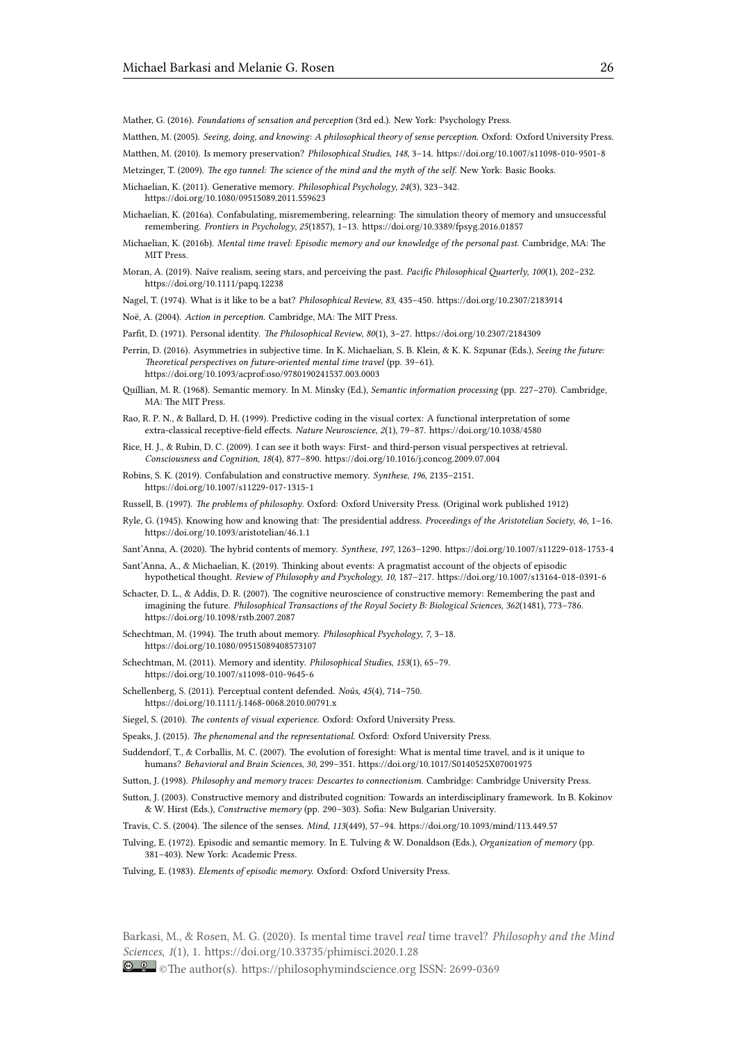Mather, G. (2016). *Foundations of sensation and perception* (3rd ed.). New York: Psychology Press.

Matthen, M. (2005). *Seeing, doing, and knowing: A philosophical theory of sense perception*. Oxford: Oxford University Press.

Matthen, M. (2010). Is memory preservation? *Philosophical Studies*, *148*, 3–14. https://doi.org/10.1007/s11098-010-9501-8

Metzinger, T. (2009). *The ego tunnel: The science of the mind and the myth of the self*. New York: Basic Books.

Michaelian, K. (2011). Generative memory. *Philosophical Psychology*, *24*(3), 323–342. https://doi.org/10.1080/09515089.2011.559623

Michaelian, K. (2016a). Confabulating, misremembering, relearning: The simulation theory of memory and unsuccessful remembering. *Frontiers in Psychology*, *25*(1857), 1–13. https://doi.org/10.3389/fpsyg.2016.01857

Michaelian, K. (2016b). *Mental time travel: Episodic memory and our knowledge of the personal past*. Cambridge, MA: The MIT Press.

Moran, A. (2019). Naïve realism, seeing stars, and perceiving the past. *Pacific Philosophical Quarterly*, *100*(1), 202–232. https://doi.org/10.1111/papq.12238

Nagel, T. (1974). What is it like to be a bat? *Philosophical Review*, *83*, 435–450. https://doi.org/10.2307/2183914

Noë, A. (2004). *Action in perception*. Cambridge, MA: The MIT Press.

Parfit, D. (1971). Personal identity. *The Philosophical Review*, *80*(1), 3–27. https://doi.org/10.2307/2184309

Perrin, D. (2016). Asymmetries in subjective time. In K. Michaelian, S. B. Klein, & K. K. Szpunar (Eds.), *Seeing the future: Theoretical perspectives on future-oriented mental time travel* (pp. 39–61). https://doi.org/10.1093/acprof:oso/9780190241537.003.0003

Quillian, M. R. (1968). Semantic memory. In M. Minsky (Ed.), *Semantic information processing* (pp. 227–270). Cambridge, MA: The MIT Press.

Rao, R. P. N., & Ballard, D. H. (1999). Predictive coding in the visual cortex: A functional interpretation of some extra-classical receptive-field effects. *Nature Neuroscience*, *2*(1), 79–87. https://doi.org/10.1038/4580

Rice, H. J., & Rubin, D. C. (2009). I can see it both ways: First- and third-person visual perspectives at retrieval. *Consciousness and Cognition*, *18*(4), 877–890. https://doi.org/10.1016/j.concog.2009.07.004

Robins, S. K. (2019). Confabulation and constructive memory. *Synthese*, *196*, 2135–2151. https://doi.org/10.1007/s11229-017-1315-1

Russell, B. (1997). *The problems of philosophy*. Oxford: Oxford University Press. (Original work published 1912)

Ryle, G. (1945). Knowing how and knowing that: The presidential address. *Proceedings of the Aristotelian Society*, *46*, 1–16. https://doi.org/10.1093/aristotelian/46.1.1

Sant'Anna, A. (2020). The hybrid contents of memory. *Synthese*, *197*, 1263–1290. https://doi.org/10.1007/s11229-018-1753-4

Sant'Anna, A., & Michaelian, K. (2019). Thinking about events: A pragmatist account of the objects of episodic hypothetical thought. *Review of Philosophy and Psychology*, *10*, 187–217. https://doi.org/10.1007/s13164-018-0391-6

Schacter, D. L., & Addis, D. R. (2007). The cognitive neuroscience of constructive memory: Remembering the past and imagining the future. *Philosophical Transactions of the Royal Society B: Biological Sciences*, *362*(1481), 773–786. https://doi.org/10.1098/rstb.2007.2087

Schechtman, M. (1994). The truth about memory. *Philosophical Psychology*, *7*, 3–18. https://doi.org/10.1080/09515089408573107

Schechtman, M. (2011). Memory and identity. *Philosophical Studies*, *153*(1), 65–79. https://doi.org/10.1007/s11098-010-9645-6

Schellenberg, S. (2011). Perceptual content defended. *Noûs*, *45*(4), 714–750. https://doi.org/10.1111/j.1468-0068.2010.00791.x

Siegel, S. (2010). *The contents of visual experience*. Oxford: Oxford University Press.

Speaks, J. (2015). *The phenomenal and the representational*. Oxford: Oxford University Press.

Suddendorf, T., & Corballis, M. C. (2007). The evolution of foresight: What is mental time travel, and is it unique to humans? *Behavioral and Brain Sciences*, *30*, 299–351. https://doi.org/10.1017/S0140525X07001975

Sutton, J. (1998). *Philosophy and memory traces: Descartes to connectionism*. Cambridge: Cambridge University Press.

Sutton, J. (2003). Constructive memory and distributed cognition: Towards an interdisciplinary framework. In B. Kokinov & W. Hirst (Eds.), *Constructive memory* (pp. 290–303). Sofia: New Bulgarian University.

Travis, C. S. (2004). The silence of the senses. *Mind*, *113*(449), 57–94. https://doi.org/10.1093/mind/113.449.57

Tulving, E. (1972). Episodic and semantic memory. In E. Tulving & W. Donaldson (Eds.), *Organization of memory* (pp. 381–403). New York: Academic Press.

Tulving, E. (1983). *Elements of episodic memory*. Oxford: Oxford University Press.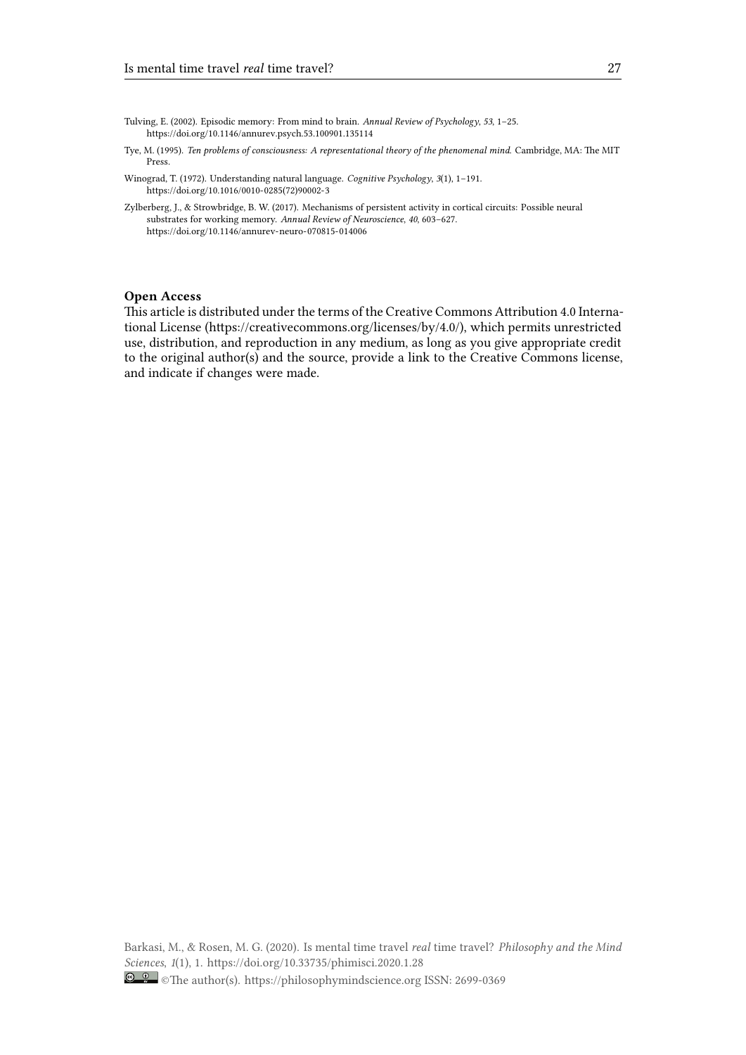Tulving, E. (2002). Episodic memory: From mind to brain. *Annual Review of Psychology*, *53*, 1–25. https://doi.org/10.1146/annurev.psych.53.100901.135114

Tye, M. (1995). *Ten problems of consciousness: A representational theory of the phenomenal mind*. Cambridge, MA: The MIT Press.

Winograd, T. (1972). Understanding natural language. *Cognitive Psychology*, *3*(1), 1–191. https://doi.org/10.1016/0010-0285(72)90002-3

Zylberberg, J., & Strowbridge, B. W. (2017). Mechanisms of persistent activity in cortical circuits: Possible neural substrates for working memory. *Annual Review of Neuroscience*, *40*, 603–627. https://doi.org/10.1146/annurev-neuro-070815-014006

**Open Access**

This article is distributed under the terms of the Creative Commons Attribution 4.0 International License (https://creativecommons.org/licenses/by/4.0/), which permits unrestricted use, distribution, and reproduction in any medium, as long as you give appropriate credit to the original author(s) and the source, provide a link to the Creative Commons license, and indicate if changes were made.